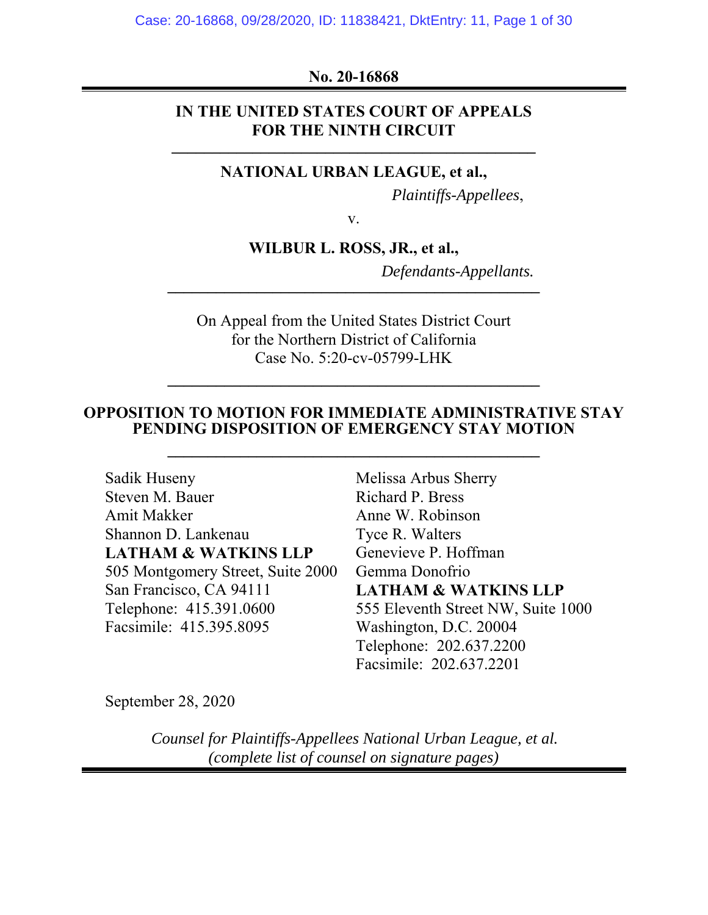**No. 20-16868**

---

**IN THE UNITED STATES COURT OF APPEALS FOR THE NINTH CIRCUIT**

---

**NATIONAL URBAN LEAGUE, et al.,**

*Plaintiffs-Appellees*,

v.

**WILBUR L. ROSS, JR., et al.,**

*Defendants-Appellants.*

---

On Appeal from the United States District Court
for the Northern District of California
Case No. 5:20-cv-05799-LHK

---

**OPPOSITION TO MOTION FOR IMMEDIATE ADMINISTRATIVE STAY PENDING DISPOSITION OF EMERGENCY STAY MOTION**

---

Sadik Huseny
Steven M. Bauer
Amit Makker
Shannon D. Lankenau
**LATHAM & WATKINS LLP**
505 Montgomery Street, Suite 2000
San Francisco, CA 94111
Telephone: 415.391.0600
Facsimile: 415.395.8095

Melissa Arbus Sherry
Richard P. Bress
Anne W. Robinson
Tyce R. Walters
Genevieve P. Hoffman
Gemma Donofrio
**LATHAM & WATKINS LLP**
555 Eleventh Street NW, Suite 1000
Washington, D.C. 20004
Telephone: 202.637.2200
Facsimile: 202.637.2201

September 28, 2020

*Counsel for Plaintiffs-Appellees National Urban League, et al.*
*(complete list of counsel on signature pages)*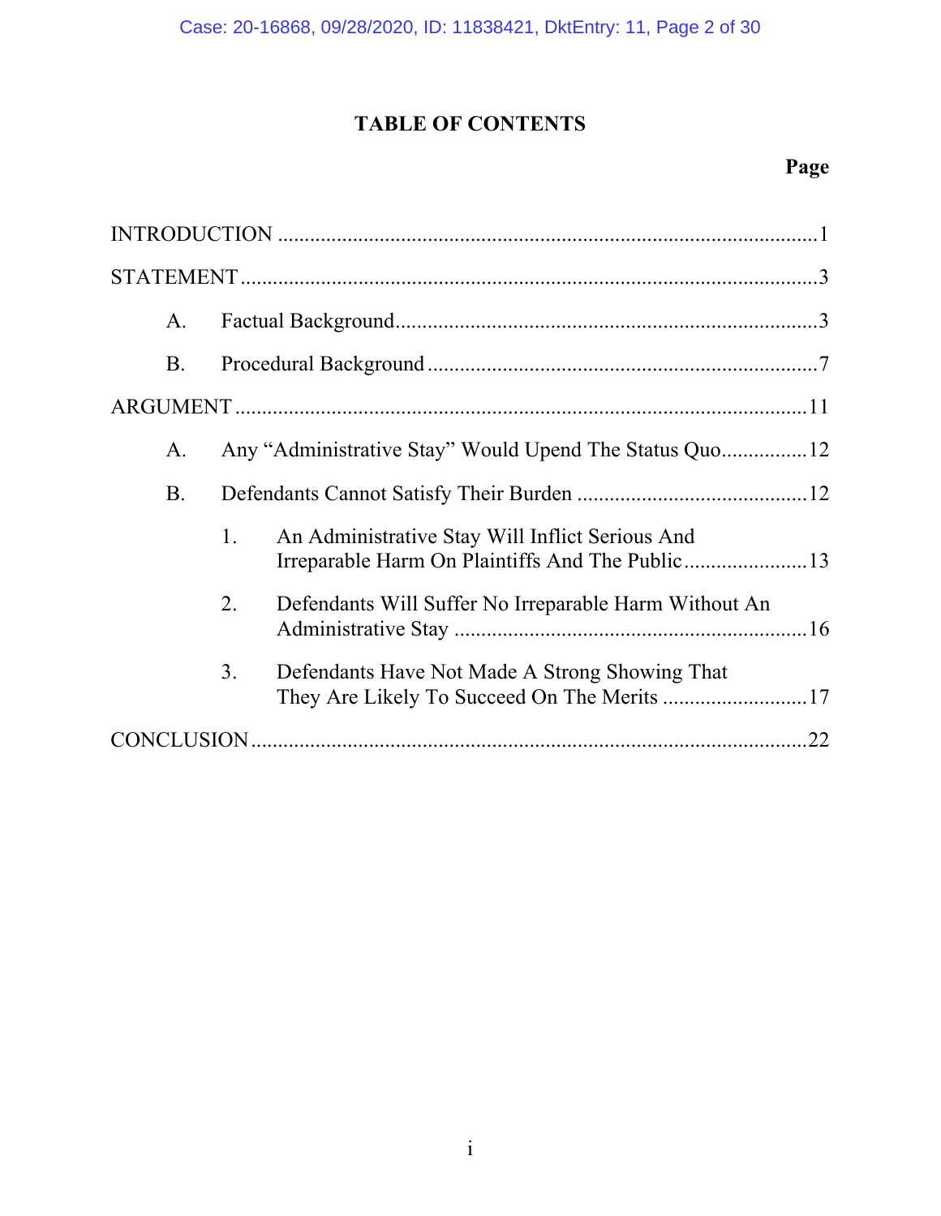# TABLE OF CONTENTS

| | Page |
|---|---|
| INTRODUCTION | 1 |
| STATEMENT | 3 |
| A. Factual Background | 3 |
| B. Procedural Background | 7 |
| ARGUMENT | 11 |
| A. Any "Administrative Stay" Would Upend The Status Quo | 12 |
| B. Defendants Cannot Satisfy Their Burden | 12 |
| 1. An Administrative Stay Will Inflict Serious And Irreparable Harm On Plaintiffs And The Public | 13 |
| 2. Defendants Will Suffer No Irreparable Harm Without An Administrative Stay | 16 |
| 3. Defendants Have Not Made A Strong Showing That They Are Likely To Succeed On The Merits | 17 |
| CONCLUSION | 22 |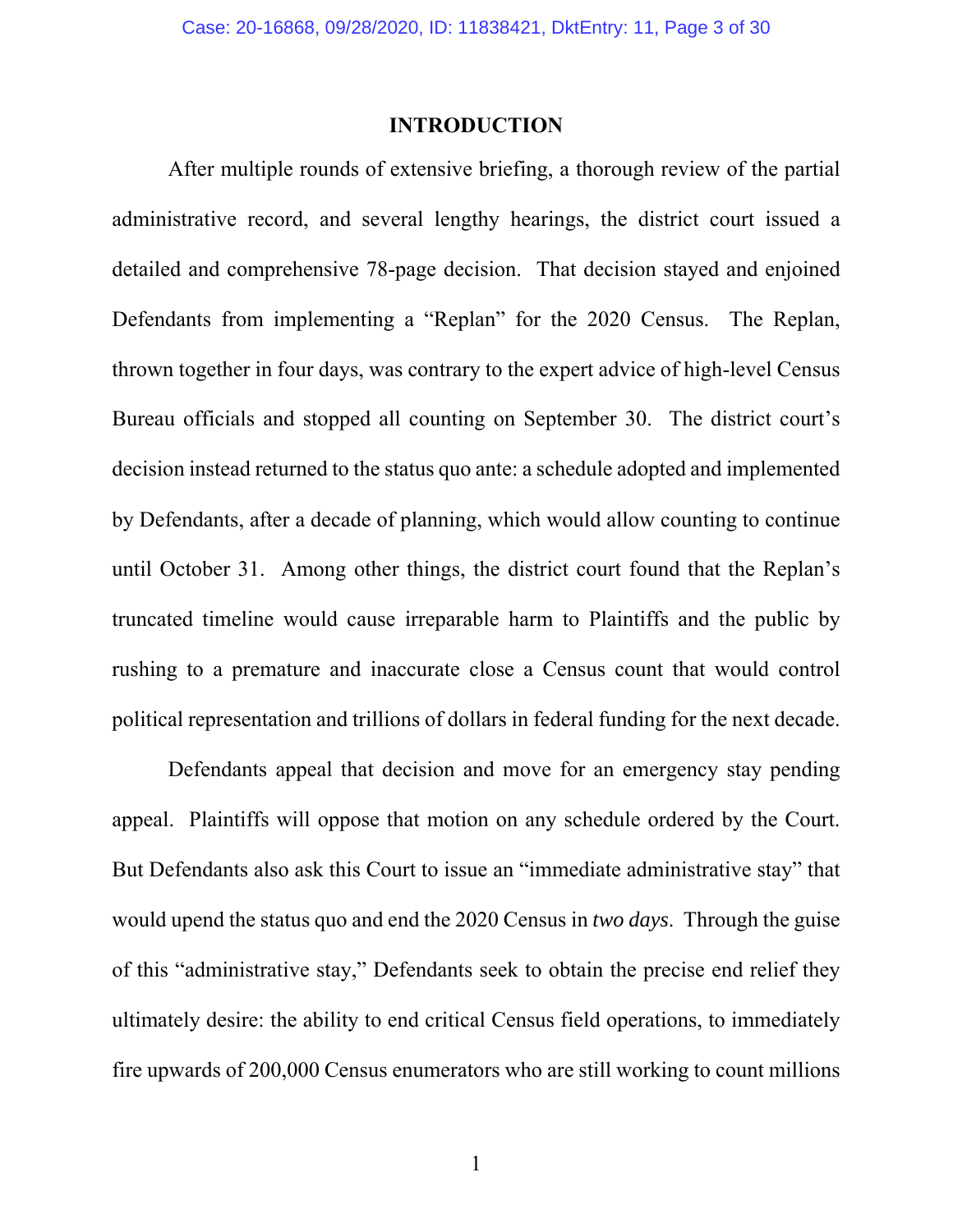## INTRODUCTION

After multiple rounds of extensive briefing, a thorough review of the partial administrative record, and several lengthy hearings, the district court issued a detailed and comprehensive 78-page decision. That decision stayed and enjoined Defendants from implementing a "Replan" for the 2020 Census. The Replan, thrown together in four days, was contrary to the expert advice of high-level Census Bureau officials and stopped all counting on September 30. The district court's decision instead returned to the status quo ante: a schedule adopted and implemented by Defendants, after a decade of planning, which would allow counting to continue until October 31. Among other things, the district court found that the Replan's truncated timeline would cause irreparable harm to Plaintiffs and the public by rushing to a premature and inaccurate close a Census count that would control political representation and trillions of dollars in federal funding for the next decade.

Defendants appeal that decision and move for an emergency stay pending appeal. Plaintiffs will oppose that motion on any schedule ordered by the Court. But Defendants also ask this Court to issue an "immediate administrative stay" that would upend the status quo and end the 2020 Census in *two days*. Through the guise of this "administrative stay," Defendants seek to obtain the precise end relief they ultimately desire: the ability to end critical Census field operations, to immediately fire upwards of 200,000 Census enumerators who are still working to count millions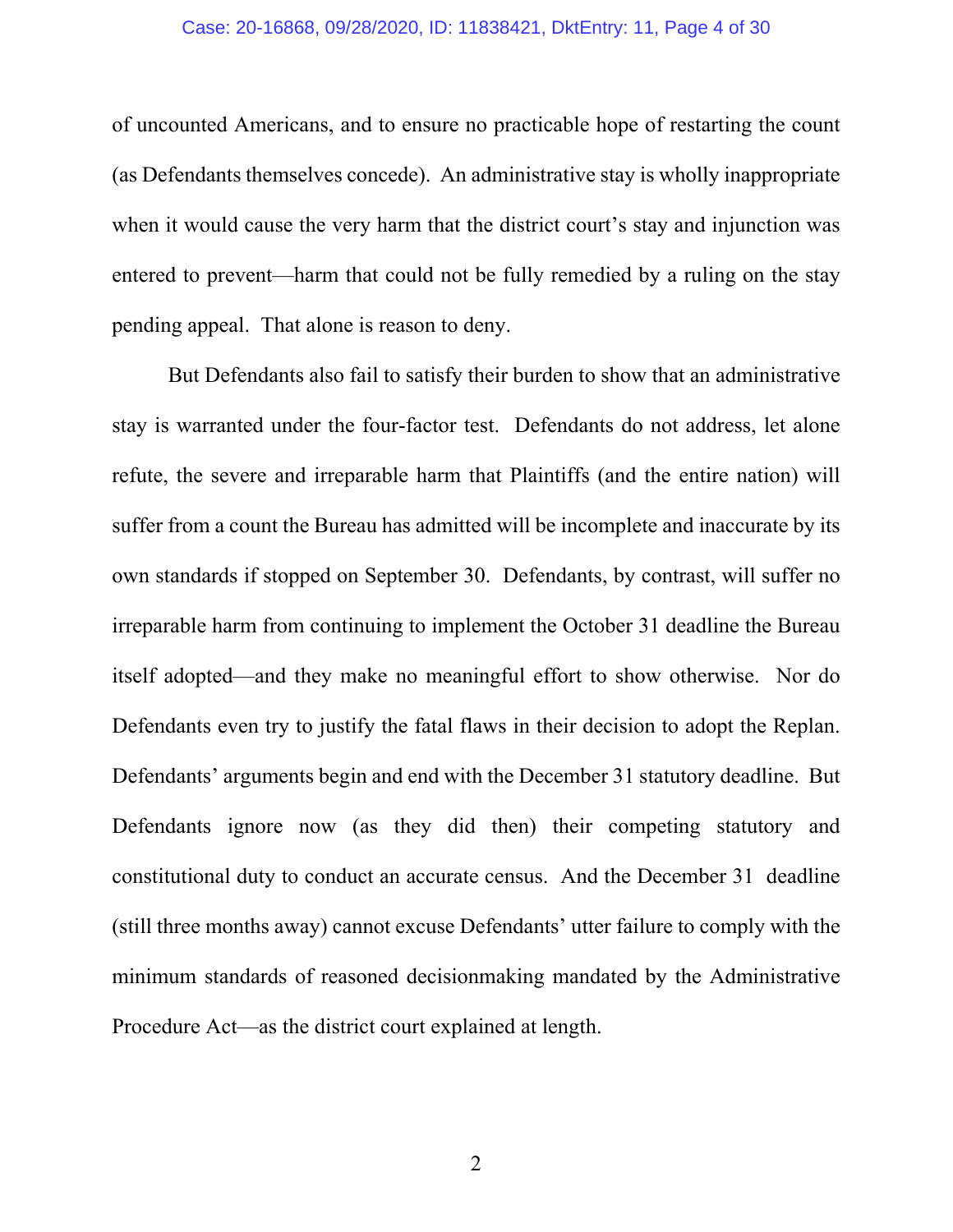of uncounted Americans, and to ensure no practicable hope of restarting the count (as Defendants themselves concede). An administrative stay is wholly inappropriate when it would cause the very harm that the district court's stay and injunction was entered to prevent—harm that could not be fully remedied by a ruling on the stay pending appeal. That alone is reason to deny.

But Defendants also fail to satisfy their burden to show that an administrative stay is warranted under the four-factor test. Defendants do not address, let alone refute, the severe and irreparable harm that Plaintiffs (and the entire nation) will suffer from a count the Bureau has admitted will be incomplete and inaccurate by its own standards if stopped on September 30. Defendants, by contrast, will suffer no irreparable harm from continuing to implement the October 31 deadline the Bureau itself adopted—and they make no meaningful effort to show otherwise. Nor do Defendants even try to justify the fatal flaws in their decision to adopt the Replan. Defendants' arguments begin and end with the December 31 statutory deadline. But Defendants ignore now (as they did then) their competing statutory and constitutional duty to conduct an accurate census. And the December 31 deadline (still three months away) cannot excuse Defendants' utter failure to comply with the minimum standards of reasoned decisionmaking mandated by the Administrative Procedure Act—as the district court explained at length.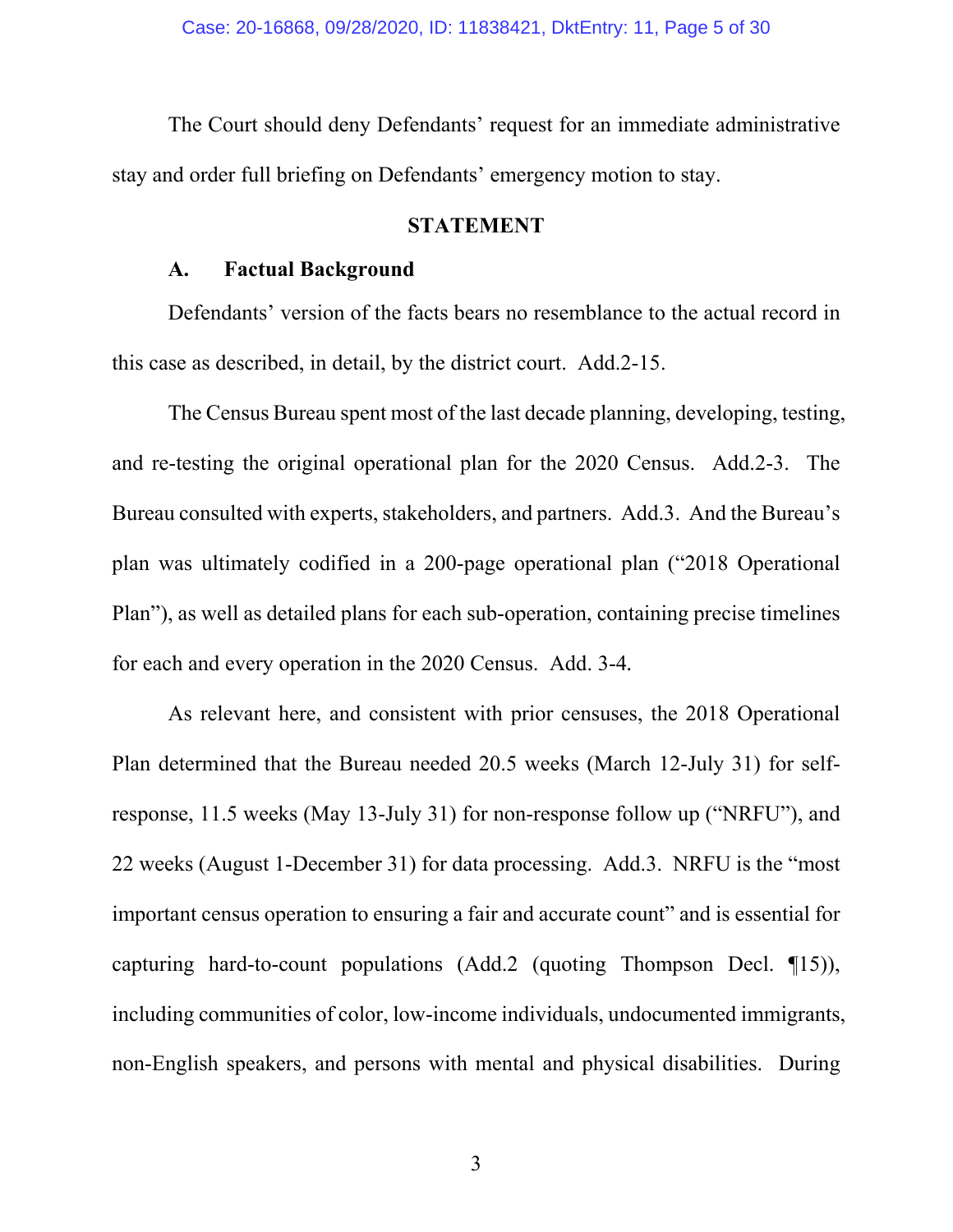The Court should deny Defendants' request for an immediate administrative stay and order full briefing on Defendants' emergency motion to stay.

## STATEMENT

### A. Factual Background

Defendants' version of the facts bears no resemblance to the actual record in this case as described, in detail, by the district court. Add.2-15.

The Census Bureau spent most of the last decade planning, developing, testing, and re-testing the original operational plan for the 2020 Census. Add.2-3. The Bureau consulted with experts, stakeholders, and partners. Add.3. And the Bureau's plan was ultimately codified in a 200-page operational plan ("2018 Operational Plan"), as well as detailed plans for each sub-operation, containing precise timelines for each and every operation in the 2020 Census. Add. 3-4.

As relevant here, and consistent with prior censuses, the 2018 Operational Plan determined that the Bureau needed 20.5 weeks (March 12-July 31) for self-response, 11.5 weeks (May 13-July 31) for non-response follow up ("NRFU"), and 22 weeks (August 1-December 31) for data processing. Add.3. NRFU is the "most important census operation to ensuring a fair and accurate count" and is essential for capturing hard-to-count populations (Add.2 (quoting Thompson Decl. ¶15)), including communities of color, low-income individuals, undocumented immigrants, non-English speakers, and persons with mental and physical disabilities. During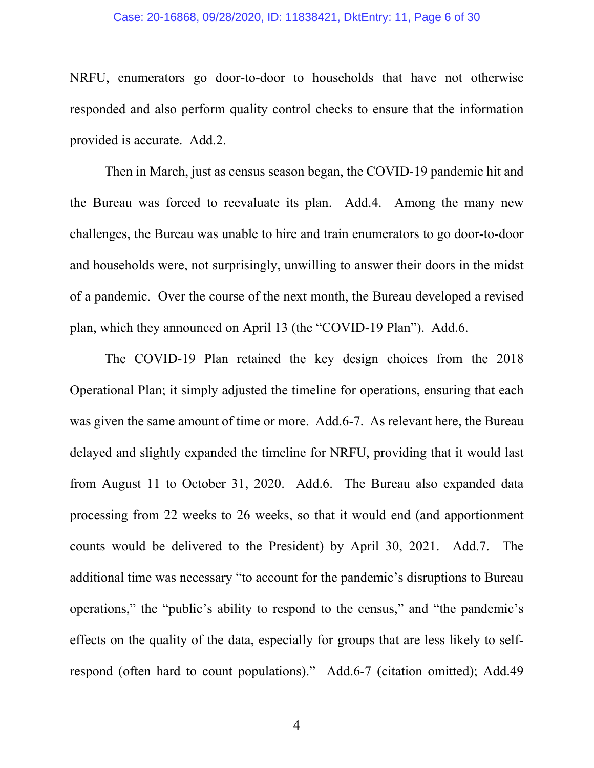NRFU, enumerators go door-to-door to households that have not otherwise responded and also perform quality control checks to ensure that the information provided is accurate. Add.2.

Then in March, just as census season began, the COVID-19 pandemic hit and the Bureau was forced to reevaluate its plan. Add.4. Among the many new challenges, the Bureau was unable to hire and train enumerators to go door-to-door and households were, not surprisingly, unwilling to answer their doors in the midst of a pandemic. Over the course of the next month, the Bureau developed a revised plan, which they announced on April 13 (the "COVID-19 Plan"). Add.6.

The COVID-19 Plan retained the key design choices from the 2018 Operational Plan; it simply adjusted the timeline for operations, ensuring that each was given the same amount of time or more. Add.6-7. As relevant here, the Bureau delayed and slightly expanded the timeline for NRFU, providing that it would last from August 11 to October 31, 2020. Add.6. The Bureau also expanded data processing from 22 weeks to 26 weeks, so that it would end (and apportionment counts would be delivered to the President) by April 30, 2021. Add.7. The additional time was necessary "to account for the pandemic's disruptions to Bureau operations," the "public's ability to respond to the census," and "the pandemic's effects on the quality of the data, especially for groups that are less likely to self-respond (often hard to count populations)." Add.6-7 (citation omitted); Add.49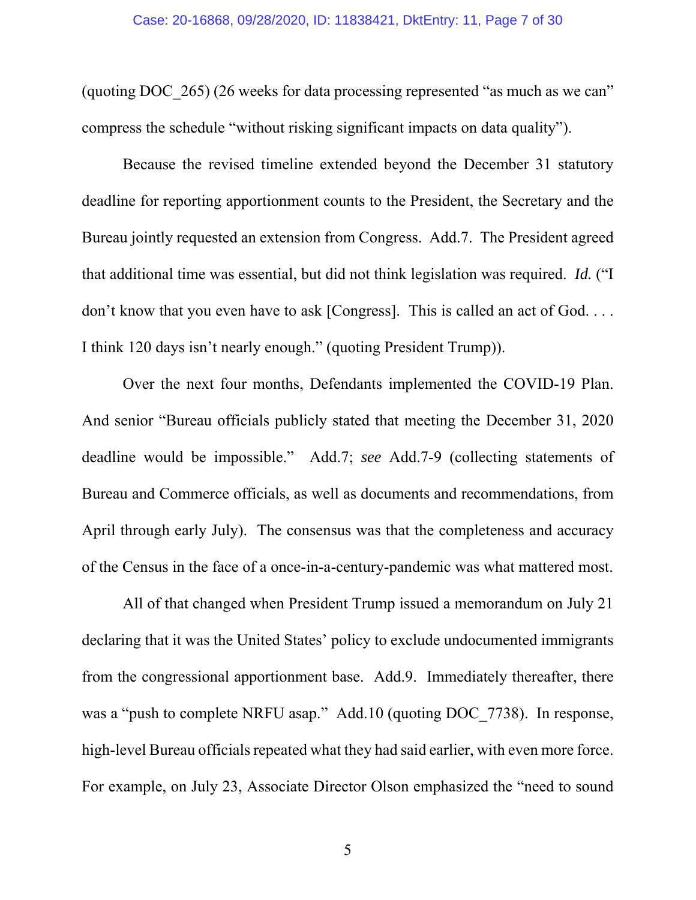(quoting DOC_265) (26 weeks for data processing represented "as much as we can" compress the schedule "without risking significant impacts on data quality").

Because the revised timeline extended beyond the December 31 statutory deadline for reporting apportionment counts to the President, the Secretary and the Bureau jointly requested an extension from Congress. Add.7. The President agreed that additional time was essential, but did not think legislation was required. *Id.* ("I don't know that you even have to ask [Congress]. This is called an act of God. . . . I think 120 days isn't nearly enough." (quoting President Trump)).

Over the next four months, Defendants implemented the COVID-19 Plan. And senior "Bureau officials publicly stated that meeting the December 31, 2020 deadline would be impossible." Add.7; *see* Add.7-9 (collecting statements of Bureau and Commerce officials, as well as documents and recommendations, from April through early July). The consensus was that the completeness and accuracy of the Census in the face of a once-in-a-century-pandemic was what mattered most.

All of that changed when President Trump issued a memorandum on July 21 declaring that it was the United States' policy to exclude undocumented immigrants from the congressional apportionment base. Add.9. Immediately thereafter, there was a "push to complete NRFU asap." Add.10 (quoting DOC_7738). In response, high-level Bureau officials repeated what they had said earlier, with even more force. For example, on July 23, Associate Director Olson emphasized the "need to sound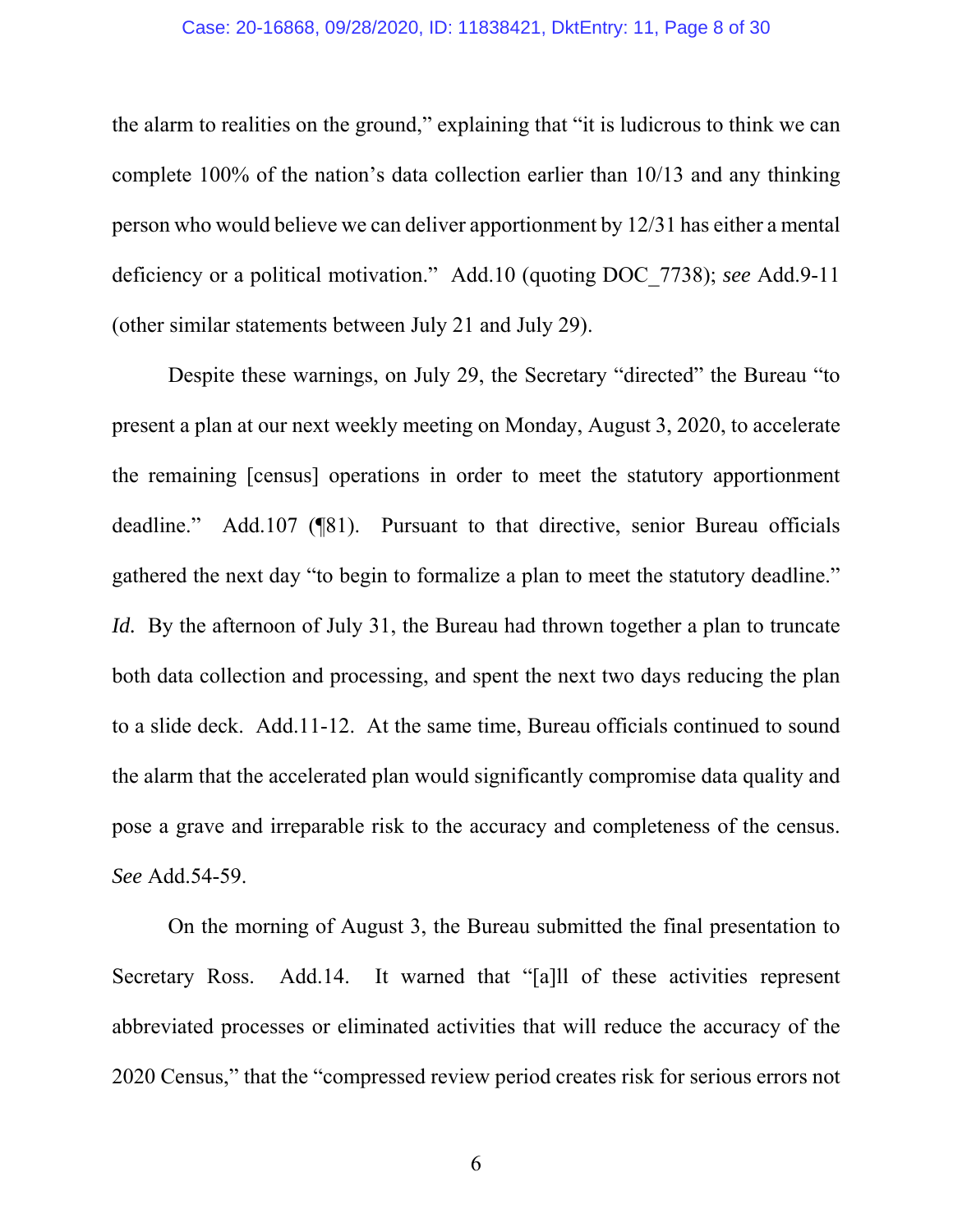the alarm to realities on the ground," explaining that "it is ludicrous to think we can complete 100% of the nation's data collection earlier than 10/13 and any thinking person who would believe we can deliver apportionment by 12/31 has either a mental deficiency or a political motivation." Add.10 (quoting DOC_7738); *see* Add.9-11 (other similar statements between July 21 and July 29).

Despite these warnings, on July 29, the Secretary "directed" the Bureau "to present a plan at our next weekly meeting on Monday, August 3, 2020, to accelerate the remaining [census] operations in order to meet the statutory apportionment deadline." Add.107 (¶81). Pursuant to that directive, senior Bureau officials gathered the next day "to begin to formalize a plan to meet the statutory deadline." *Id.* By the afternoon of July 31, the Bureau had thrown together a plan to truncate both data collection and processing, and spent the next two days reducing the plan to a slide deck. Add.11-12. At the same time, Bureau officials continued to sound the alarm that the accelerated plan would significantly compromise data quality and pose a grave and irreparable risk to the accuracy and completeness of the census. *See* Add.54-59.

On the morning of August 3, the Bureau submitted the final presentation to Secretary Ross. Add.14. It warned that "[a]ll of these activities represent abbreviated processes or eliminated activities that will reduce the accuracy of the 2020 Census," that the "compressed review period creates risk for serious errors not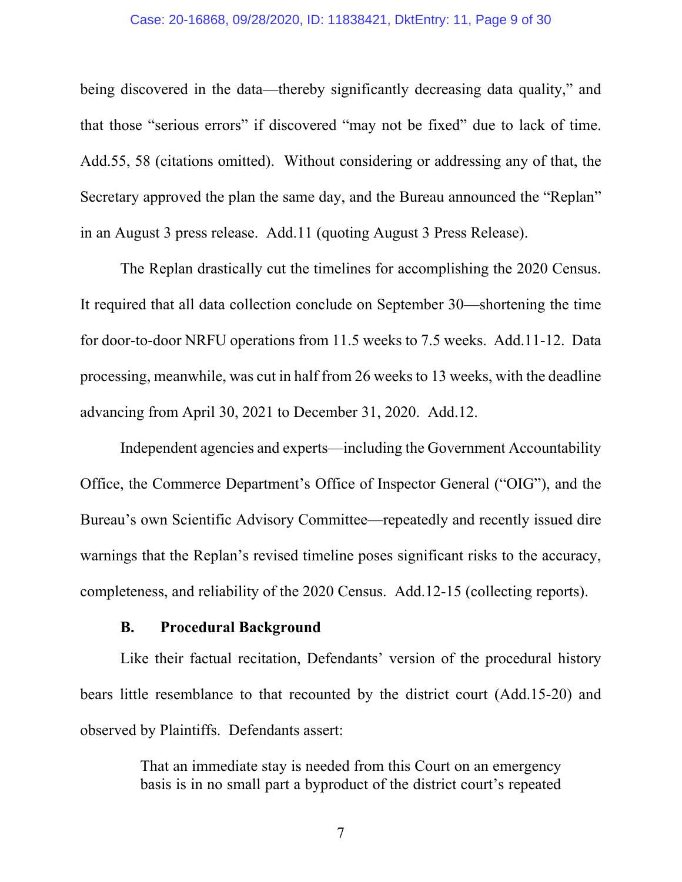being discovered in the data—thereby significantly decreasing data quality," and that those "serious errors" if discovered "may not be fixed" due to lack of time. Add.55, 58 (citations omitted). Without considering or addressing any of that, the Secretary approved the plan the same day, and the Bureau announced the "Replan" in an August 3 press release. Add.11 (quoting August 3 Press Release).

The Replan drastically cut the timelines for accomplishing the 2020 Census. It required that all data collection conclude on September 30—shortening the time for door-to-door NRFU operations from 11.5 weeks to 7.5 weeks. Add.11-12. Data processing, meanwhile, was cut in half from 26 weeks to 13 weeks, with the deadline advancing from April 30, 2021 to December 31, 2020. Add.12.

Independent agencies and experts—including the Government Accountability Office, the Commerce Department's Office of Inspector General ("OIG"), and the Bureau's own Scientific Advisory Committee—repeatedly and recently issued dire warnings that the Replan's revised timeline poses significant risks to the accuracy, completeness, and reliability of the 2020 Census. Add.12-15 (collecting reports).

### B. Procedural Background

Like their factual recitation, Defendants' version of the procedural history bears little resemblance to that recounted by the district court (Add.15-20) and observed by Plaintiffs. Defendants assert:

> That an immediate stay is needed from this Court on an emergency basis is in no small part a byproduct of the district court's repeated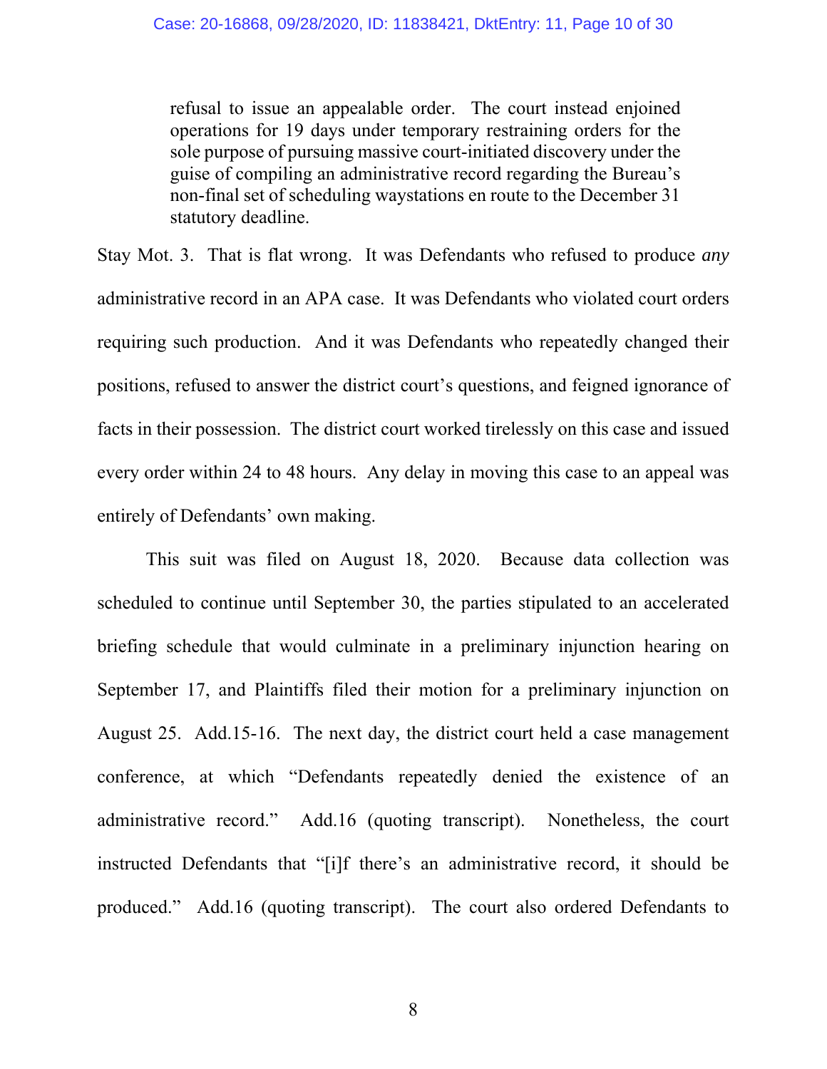> refusal to issue an appealable order. The court instead enjoined operations for 19 days under temporary restraining orders for the sole purpose of pursuing massive court-initiated discovery under the guise of compiling an administrative record regarding the Bureau's non-final set of scheduling waystations en route to the December 31 statutory deadline.

Stay Mot. 3. That is flat wrong. It was Defendants who refused to produce *any* administrative record in an APA case. It was Defendants who violated court orders requiring such production. And it was Defendants who repeatedly changed their positions, refused to answer the district court's questions, and feigned ignorance of facts in their possession. The district court worked tirelessly on this case and issued every order within 24 to 48 hours. Any delay in moving this case to an appeal was entirely of Defendants' own making.

This suit was filed on August 18, 2020. Because data collection was scheduled to continue until September 30, the parties stipulated to an accelerated briefing schedule that would culminate in a preliminary injunction hearing on September 17, and Plaintiffs filed their motion for a preliminary injunction on August 25. Add.15-16. The next day, the district court held a case management conference, at which "Defendants repeatedly denied the existence of an administrative record." Add.16 (quoting transcript). Nonetheless, the court instructed Defendants that "[i]f there's an administrative record, it should be produced." Add.16 (quoting transcript). The court also ordered Defendants to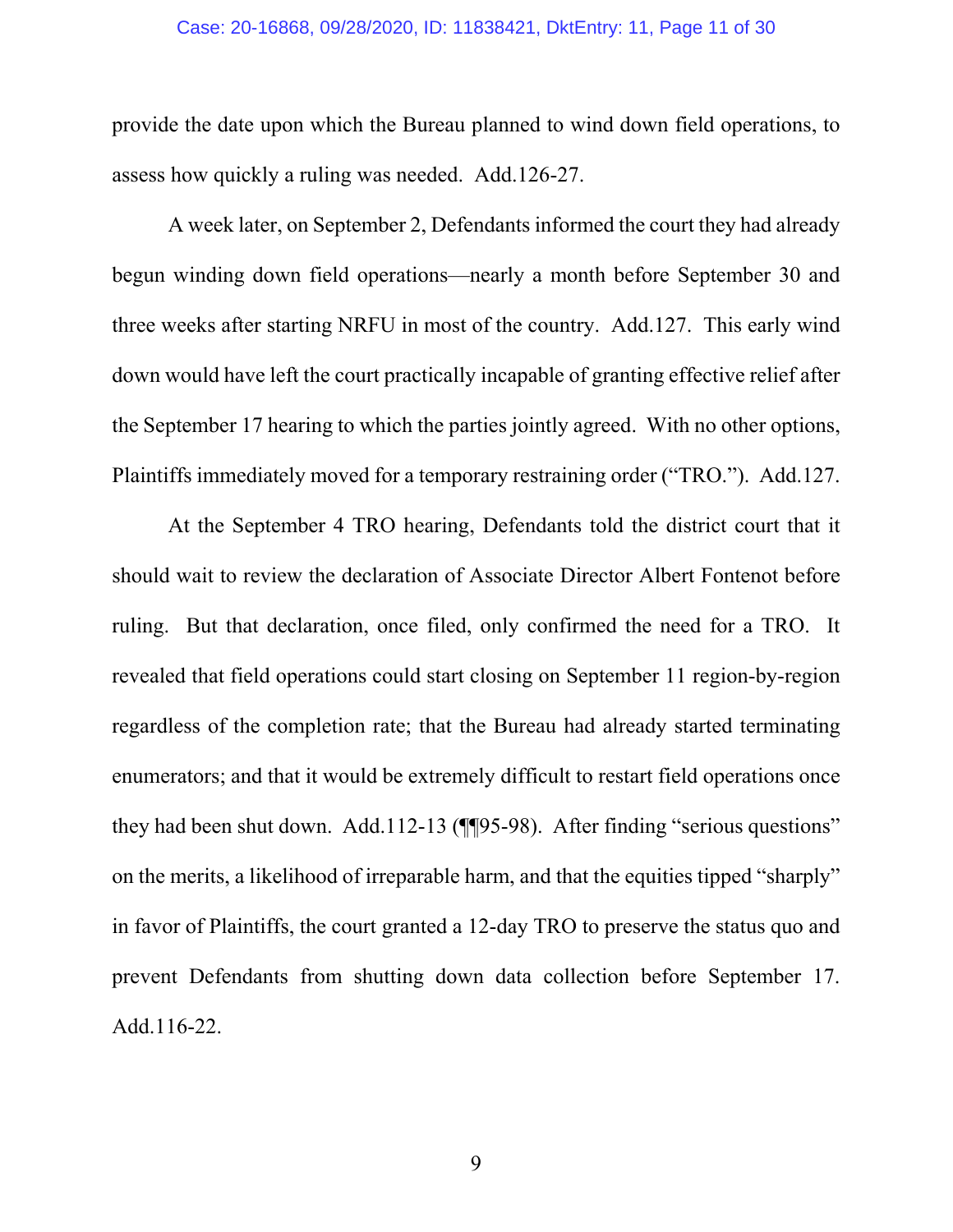provide the date upon which the Bureau planned to wind down field operations, to assess how quickly a ruling was needed. Add.126-27.

A week later, on September 2, Defendants informed the court they had already begun winding down field operations—nearly a month before September 30 and three weeks after starting NRFU in most of the country. Add.127. This early wind down would have left the court practically incapable of granting effective relief after the September 17 hearing to which the parties jointly agreed. With no other options, Plaintiffs immediately moved for a temporary restraining order ("TRO."). Add.127.

At the September 4 TRO hearing, Defendants told the district court that it should wait to review the declaration of Associate Director Albert Fontenot before ruling. But that declaration, once filed, only confirmed the need for a TRO. It revealed that field operations could start closing on September 11 region-by-region regardless of the completion rate; that the Bureau had already started terminating enumerators; and that it would be extremely difficult to restart field operations once they had been shut down. Add.112-13 (¶¶95-98). After finding "serious questions" on the merits, a likelihood of irreparable harm, and that the equities tipped "sharply" in favor of Plaintiffs, the court granted a 12-day TRO to preserve the status quo and prevent Defendants from shutting down data collection before September 17. Add.116-22.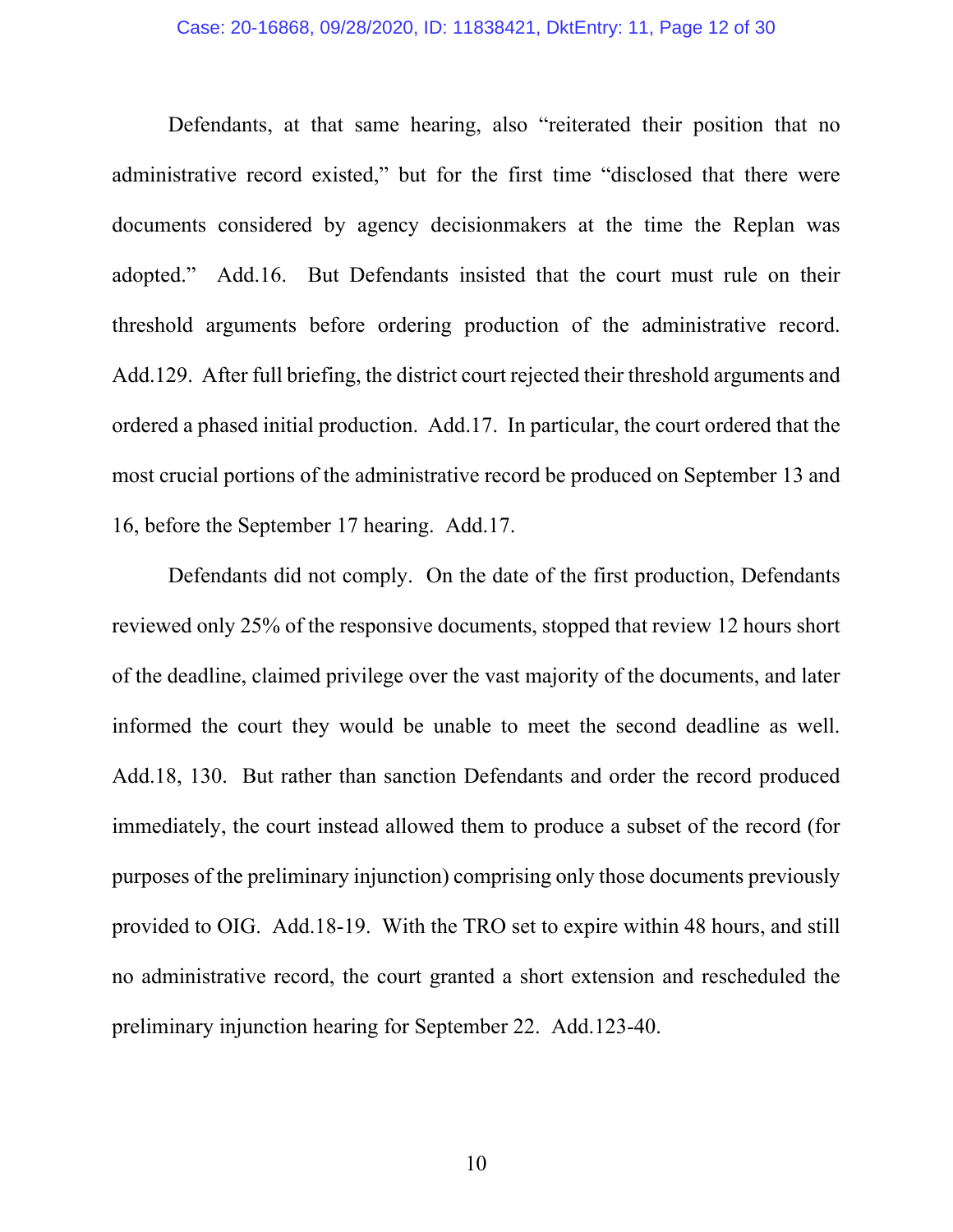Defendants, at that same hearing, also "reiterated their position that no administrative record existed," but for the first time "disclosed that there were documents considered by agency decisionmakers at the time the Replan was adopted." Add.16. But Defendants insisted that the court must rule on their threshold arguments before ordering production of the administrative record. Add.129. After full briefing, the district court rejected their threshold arguments and ordered a phased initial production. Add.17. In particular, the court ordered that the most crucial portions of the administrative record be produced on September 13 and 16, before the September 17 hearing. Add.17.

Defendants did not comply. On the date of the first production, Defendants reviewed only 25% of the responsive documents, stopped that review 12 hours short of the deadline, claimed privilege over the vast majority of the documents, and later informed the court they would be unable to meet the second deadline as well. Add.18, 130. But rather than sanction Defendants and order the record produced immediately, the court instead allowed them to produce a subset of the record (for purposes of the preliminary injunction) comprising only those documents previously provided to OIG. Add.18-19. With the TRO set to expire within 48 hours, and still no administrative record, the court granted a short extension and rescheduled the preliminary injunction hearing for September 22. Add.123-40.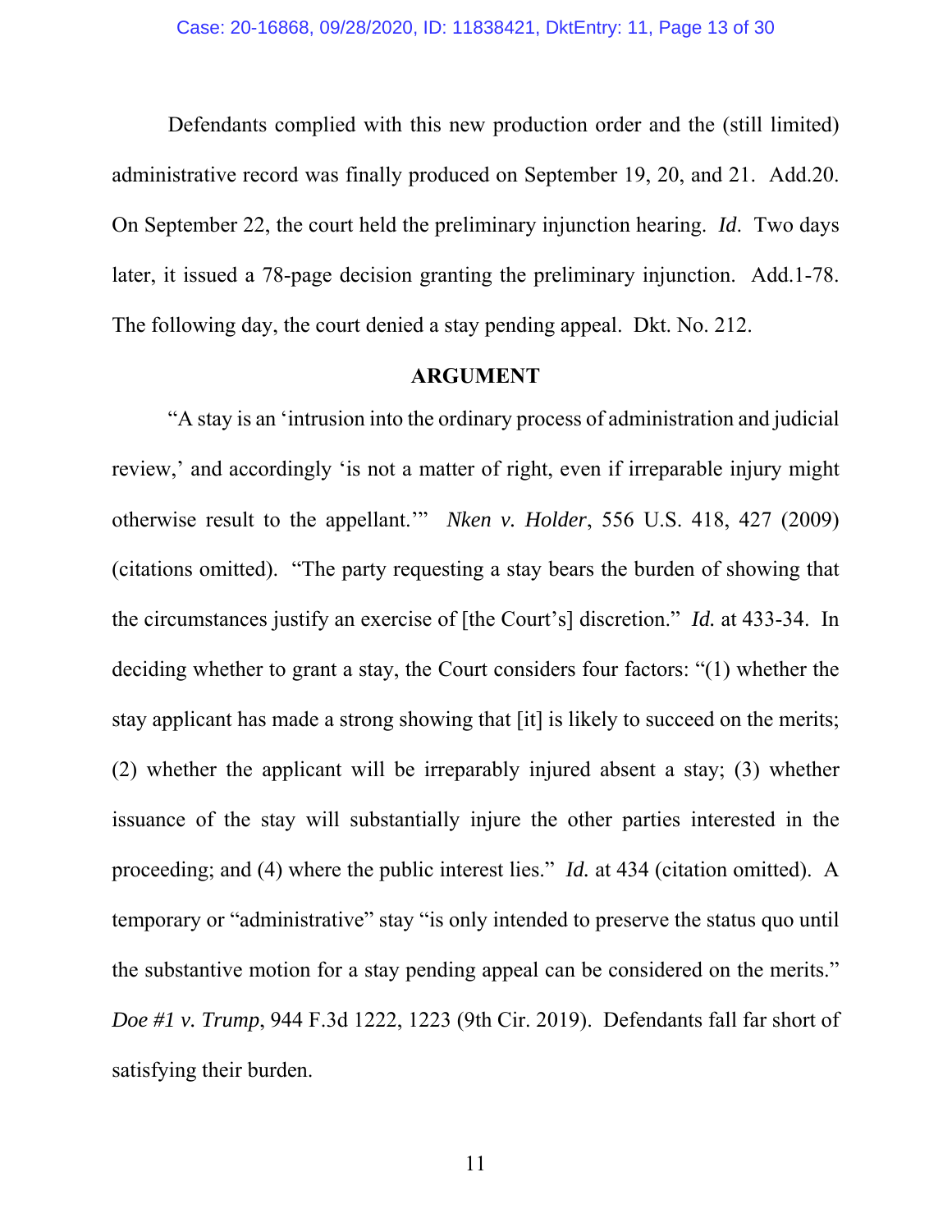Defendants complied with this new production order and the (still limited) administrative record was finally produced on September 19, 20, and 21. Add.20. On September 22, the court held the preliminary injunction hearing. *Id*. Two days later, it issued a 78-page decision granting the preliminary injunction. Add.1-78. The following day, the court denied a stay pending appeal. Dkt. No. 212.

## ARGUMENT

"A stay is an 'intrusion into the ordinary process of administration and judicial review,' and accordingly 'is not a matter of right, even if irreparable injury might otherwise result to the appellant.'" *Nken v. Holder*, 556 U.S. 418, 427 (2009) (citations omitted). "The party requesting a stay bears the burden of showing that the circumstances justify an exercise of [the Court's] discretion." *Id.* at 433-34. In deciding whether to grant a stay, the Court considers four factors: "(1) whether the stay applicant has made a strong showing that [it] is likely to succeed on the merits; (2) whether the applicant will be irreparably injured absent a stay; (3) whether issuance of the stay will substantially injure the other parties interested in the proceeding; and (4) where the public interest lies." *Id.* at 434 (citation omitted). A temporary or "administrative" stay "is only intended to preserve the status quo until the substantive motion for a stay pending appeal can be considered on the merits." *Doe #1 v. Trump*, 944 F.3d 1222, 1223 (9th Cir. 2019). Defendants fall far short of satisfying their burden.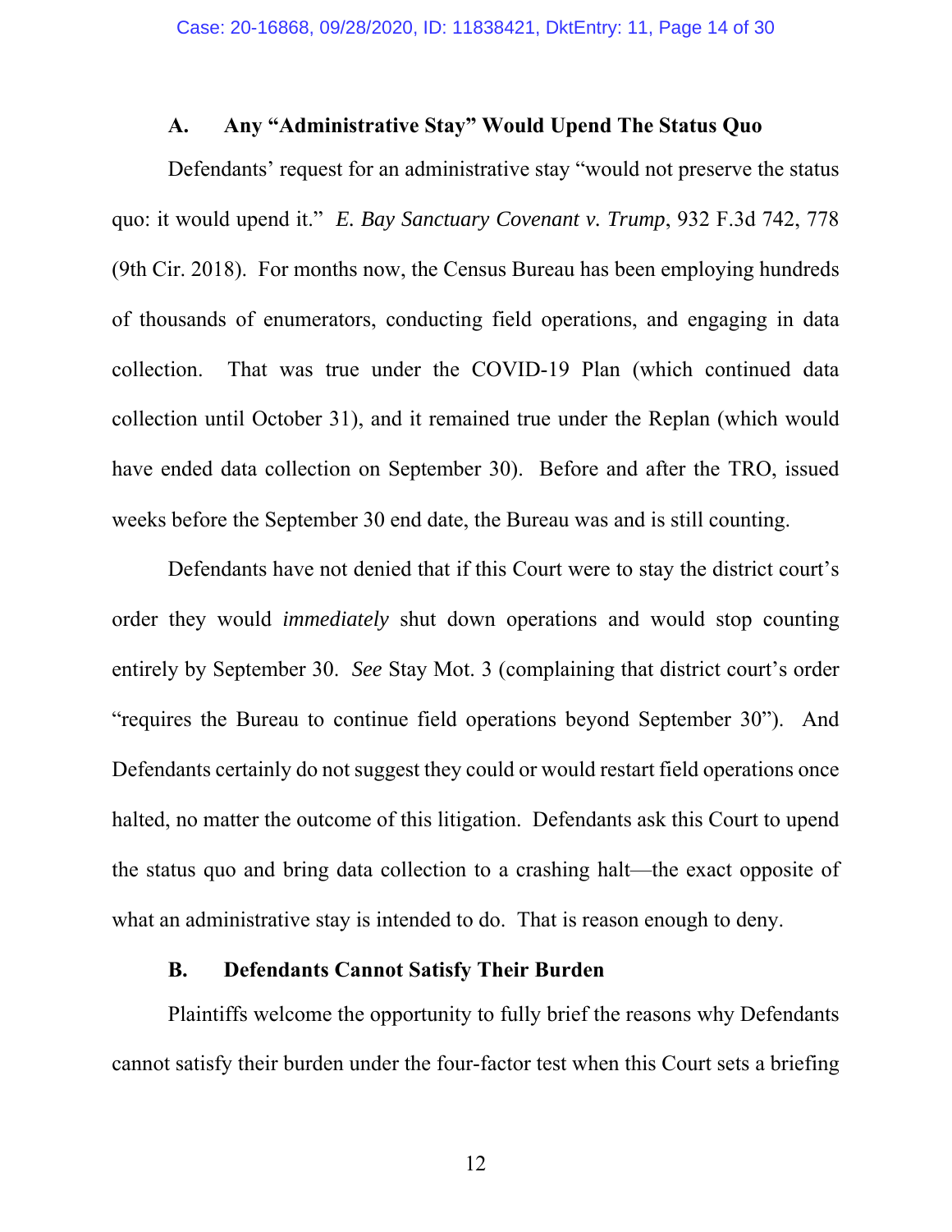### A. Any "Administrative Stay" Would Upend The Status Quo

Defendants' request for an administrative stay "would not preserve the status quo: it would upend it." *E. Bay Sanctuary Covenant v. Trump*, 932 F.3d 742, 778 (9th Cir. 2018). For months now, the Census Bureau has been employing hundreds of thousands of enumerators, conducting field operations, and engaging in data collection. That was true under the COVID-19 Plan (which continued data collection until October 31), and it remained true under the Replan (which would have ended data collection on September 30). Before and after the TRO, issued weeks before the September 30 end date, the Bureau was and is still counting.

Defendants have not denied that if this Court were to stay the district court's order they would *immediately* shut down operations and would stop counting entirely by September 30. *See* Stay Mot. 3 (complaining that district court's order "requires the Bureau to continue field operations beyond September 30"). And Defendants certainly do not suggest they could or would restart field operations once halted, no matter the outcome of this litigation. Defendants ask this Court to upend the status quo and bring data collection to a crashing halt—the exact opposite of what an administrative stay is intended to do. That is reason enough to deny.

### B. Defendants Cannot Satisfy Their Burden

Plaintiffs welcome the opportunity to fully brief the reasons why Defendants cannot satisfy their burden under the four-factor test when this Court sets a briefing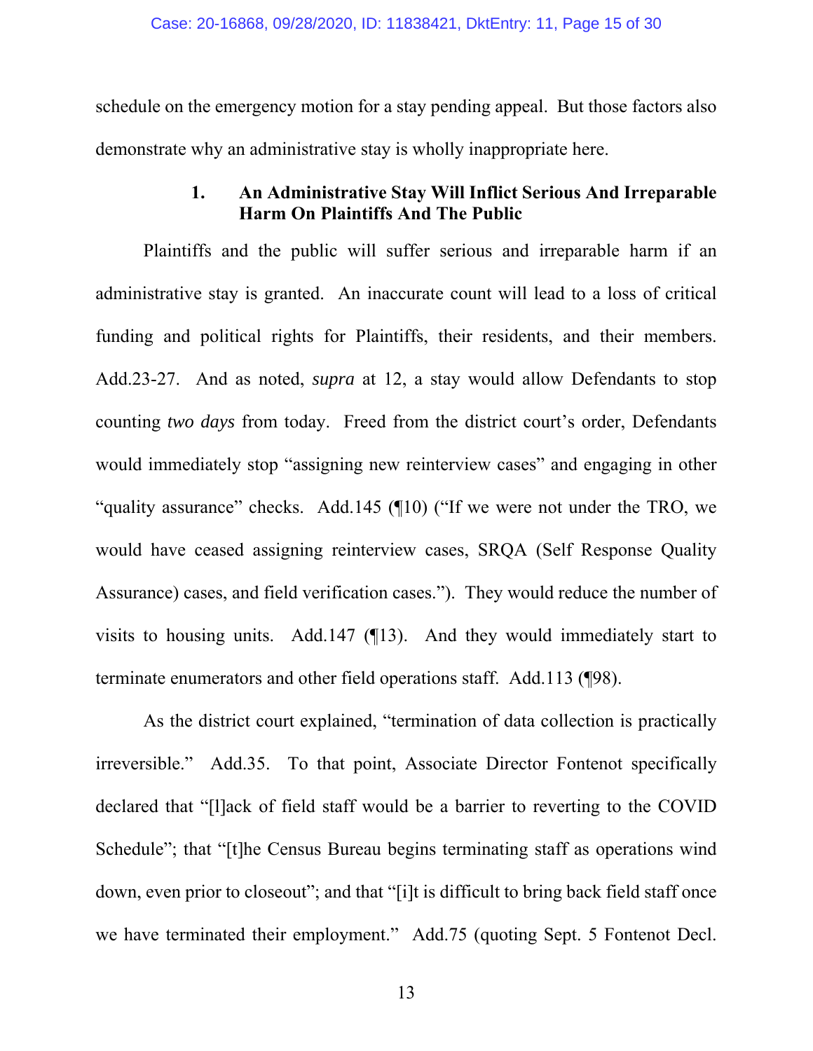schedule on the emergency motion for a stay pending appeal. But those factors also demonstrate why an administrative stay is wholly inappropriate here.

### 1. An Administrative Stay Will Inflict Serious And Irreparable Harm On Plaintiffs And The Public

Plaintiffs and the public will suffer serious and irreparable harm if an administrative stay is granted. An inaccurate count will lead to a loss of critical funding and political rights for Plaintiffs, their residents, and their members. Add.23-27. And as noted, *supra* at 12, a stay would allow Defendants to stop counting *two days* from today. Freed from the district court's order, Defendants would immediately stop "assigning new reinterview cases" and engaging in other "quality assurance" checks. Add.145 (¶10) ("If we were not under the TRO, we would have ceased assigning reinterview cases, SRQA (Self Response Quality Assurance) cases, and field verification cases."). They would reduce the number of visits to housing units. Add.147 (¶13). And they would immediately start to terminate enumerators and other field operations staff. Add.113 (¶98).

As the district court explained, "termination of data collection is practically irreversible." Add.35. To that point, Associate Director Fontenot specifically declared that "[l]ack of field staff would be a barrier to reverting to the COVID Schedule"; that "[t]he Census Bureau begins terminating staff as operations wind down, even prior to closeout"; and that "[i]t is difficult to bring back field staff once we have terminated their employment." Add.75 (quoting Sept. 5 Fontenot Decl.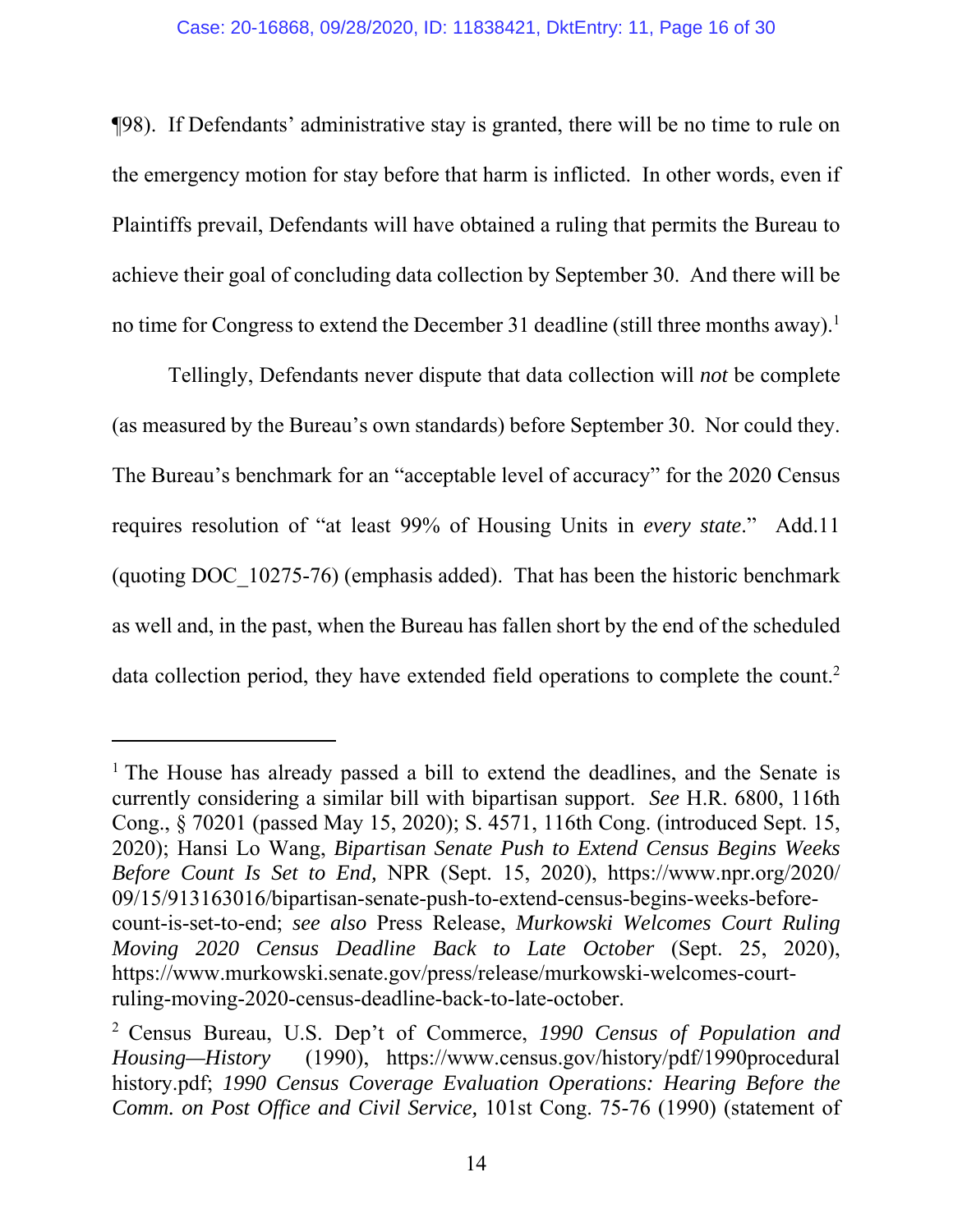¶98). If Defendants' administrative stay is granted, there will be no time to rule on the emergency motion for stay before that harm is inflicted. In other words, even if Plaintiffs prevail, Defendants will have obtained a ruling that permits the Bureau to achieve their goal of concluding data collection by September 30. And there will be no time for Congress to extend the December 31 deadline (still three months away).[1]

Tellingly, Defendants never dispute that data collection will *not* be complete (as measured by the Bureau's own standards) before September 30. Nor could they. The Bureau's benchmark for an "acceptable level of accuracy" for the 2020 Census requires resolution of "at least 99% of Housing Units in *every state*." Add.11 (quoting DOC_10275-76) (emphasis added). That has been the historic benchmark as well and, in the past, when the Bureau has fallen short by the end of the scheduled data collection period, they have extended field operations to complete the count.[2]

---

[1] The House has already passed a bill to extend the deadlines, and the Senate is currently considering a similar bill with bipartisan support. *See* H.R. 6800, 116th Cong., § 70201 (passed May 15, 2020); S. 4571, 116th Cong. (introduced Sept. 15, 2020); Hansi Lo Wang, *Bipartisan Senate Push to Extend Census Begins Weeks Before Count Is Set to End,* NPR (Sept. 15, 2020), https://www.npr.org/2020/09/15/913163016/bipartisan-senate-push-to-extend-census-begins-weeks-before-count-is-set-to-end; *see also* Press Release, *Murkowski Welcomes Court Ruling Moving 2020 Census Deadline Back to Late October* (Sept. 25, 2020), https://www.murkowski.senate.gov/press/release/murkowski-welcomes-court-ruling-moving-2020-census-deadline-back-to-late-october.

[2] Census Bureau, U.S. Dep't of Commerce, *1990 Census of Population and Housing—History* (1990), https://www.census.gov/history/pdf/1990proceduralhistory.pdf; *1990 Census Coverage Evaluation Operations: Hearing Before the Comm. on Post Office and Civil Service,* 101st Cong. 75-76 (1990) (statement of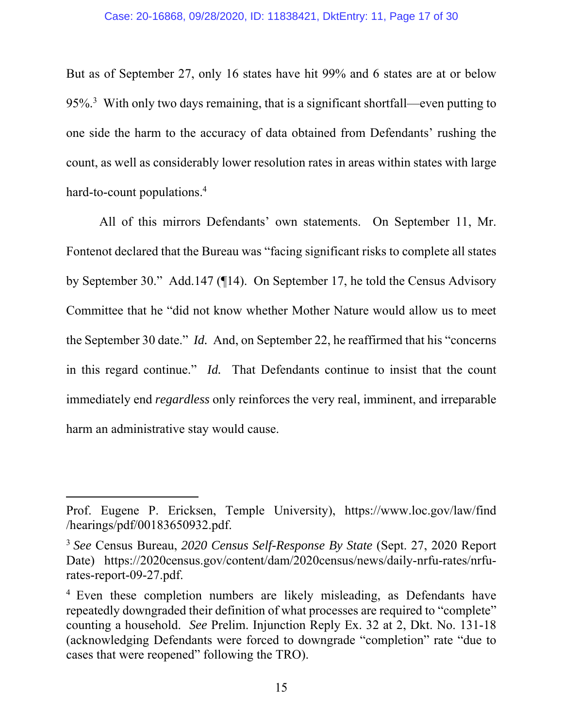But as of September 27, only 16 states have hit 99% and 6 states are at or below 95%.[3] With only two days remaining, that is a significant shortfall—even putting to one side the harm to the accuracy of data obtained from Defendants' rushing the count, as well as considerably lower resolution rates in areas within states with large hard-to-count populations.[4]

All of this mirrors Defendants' own statements. On September 11, Mr. Fontenot declared that the Bureau was "facing significant risks to complete all states by September 30." Add.147 (¶14). On September 17, he told the Census Advisory Committee that he "did not know whether Mother Nature would allow us to meet the September 30 date." *Id.* And, on September 22, he reaffirmed that his "concerns in this regard continue." *Id.* That Defendants continue to insist that the count immediately end *regardless* only reinforces the very real, imminent, and irreparable harm an administrative stay would cause.

---

Prof. Eugene P. Ericksen, Temple University), https://www.loc.gov/law/find/hearings/pdf/00183650932.pdf.

[3] *See* Census Bureau, *2020 Census Self-Response By State* (Sept. 27, 2020 Report Date) https://2020census.gov/content/dam/2020census/news/daily-nrfu-rates/nrfu-rates-report-09-27.pdf.

[4] Even these completion numbers are likely misleading, as Defendants have repeatedly downgraded their definition of what processes are required to "complete" counting a household. *See* Prelim. Injunction Reply Ex. 32 at 2, Dkt. No. 131-18 (acknowledging Defendants were forced to downgrade "completion" rate "due to cases that were reopened" following the TRO).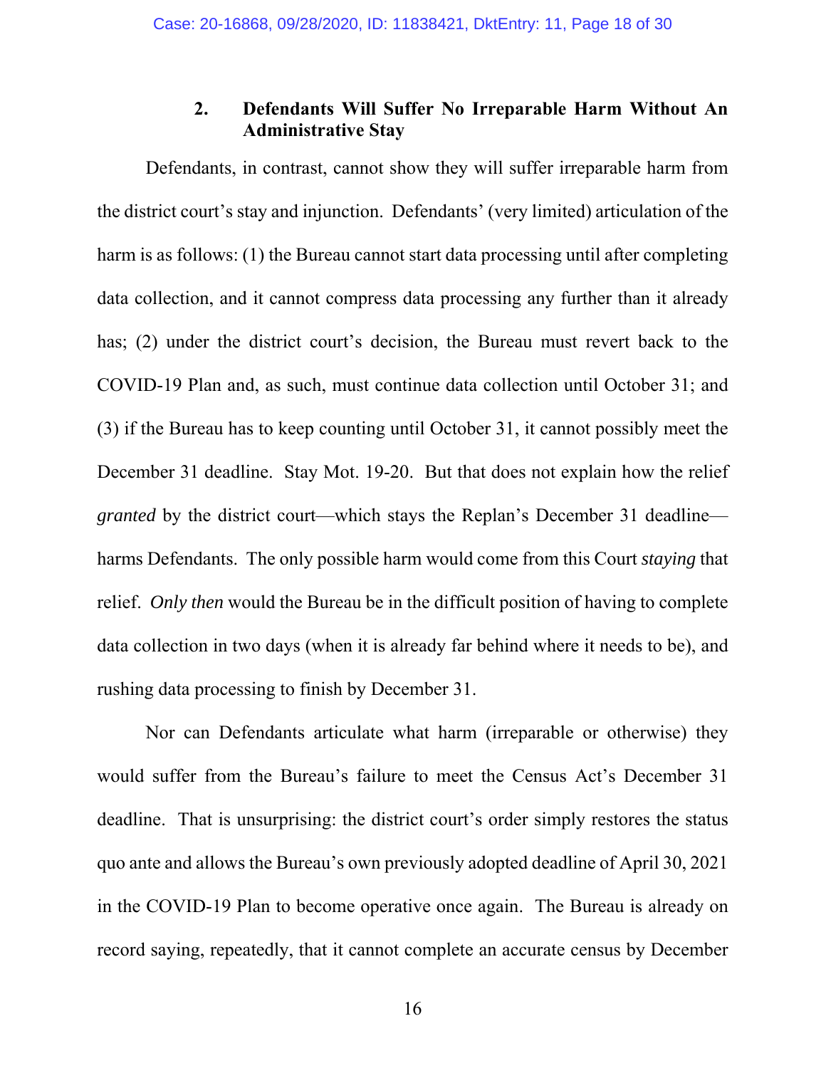### 2. Defendants Will Suffer No Irreparable Harm Without An Administrative Stay

Defendants, in contrast, cannot show they will suffer irreparable harm from the district court's stay and injunction. Defendants' (very limited) articulation of the harm is as follows: (1) the Bureau cannot start data processing until after completing data collection, and it cannot compress data processing any further than it already has; (2) under the district court's decision, the Bureau must revert back to the COVID-19 Plan and, as such, must continue data collection until October 31; and (3) if the Bureau has to keep counting until October 31, it cannot possibly meet the December 31 deadline. Stay Mot. 19-20. But that does not explain how the relief *granted* by the district court—which stays the Replan's December 31 deadline—harms Defendants. The only possible harm would come from this Court *staying* that relief. *Only then* would the Bureau be in the difficult position of having to complete data collection in two days (when it is already far behind where it needs to be), and rushing data processing to finish by December 31.

Nor can Defendants articulate what harm (irreparable or otherwise) they would suffer from the Bureau's failure to meet the Census Act's December 31 deadline. That is unsurprising: the district court's order simply restores the status quo ante and allows the Bureau's own previously adopted deadline of April 30, 2021 in the COVID-19 Plan to become operative once again. The Bureau is already on record saying, repeatedly, that it cannot complete an accurate census by December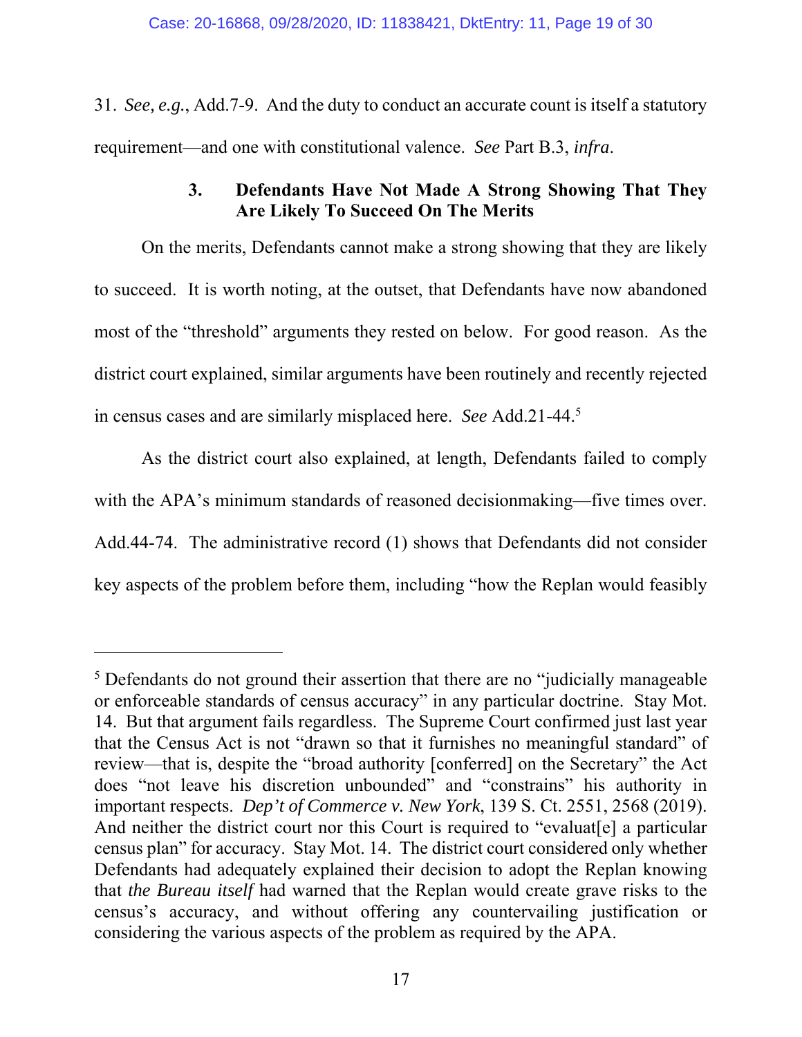31. *See, e.g.*, Add.7-9. And the duty to conduct an accurate count is itself a statutory requirement—and one with constitutional valence. *See* Part B.3, *infra*.

### 3. Defendants Have Not Made A Strong Showing That They Are Likely To Succeed On The Merits

On the merits, Defendants cannot make a strong showing that they are likely to succeed. It is worth noting, at the outset, that Defendants have now abandoned most of the "threshold" arguments they rested on below. For good reason. As the district court explained, similar arguments have been routinely and recently rejected in census cases and are similarly misplaced here. *See* Add.21-44.[5]

As the district court also explained, at length, Defendants failed to comply with the APA's minimum standards of reasoned decisionmaking—five times over. Add.44-74. The administrative record (1) shows that Defendants did not consider key aspects of the problem before them, including "how the Replan would feasibly

---

[5] Defendants do not ground their assertion that there are no "judicially manageable or enforceable standards of census accuracy" in any particular doctrine. Stay Mot. 14. But that argument fails regardless. The Supreme Court confirmed just last year that the Census Act is not "drawn so that it furnishes no meaningful standard" of review—that is, despite the "broad authority [conferred] on the Secretary" the Act does "not leave his discretion unbounded" and "constrains" his authority in important respects. *Dep't of Commerce v. New York*, 139 S. Ct. 2551, 2568 (2019). And neither the district court nor this Court is required to "evaluat[e] a particular census plan" for accuracy. Stay Mot. 14. The district court considered only whether Defendants had adequately explained their decision to adopt the Replan knowing that *the Bureau itself* had warned that the Replan would create grave risks to the census's accuracy, and without offering any countervailing justification or considering the various aspects of the problem as required by the APA.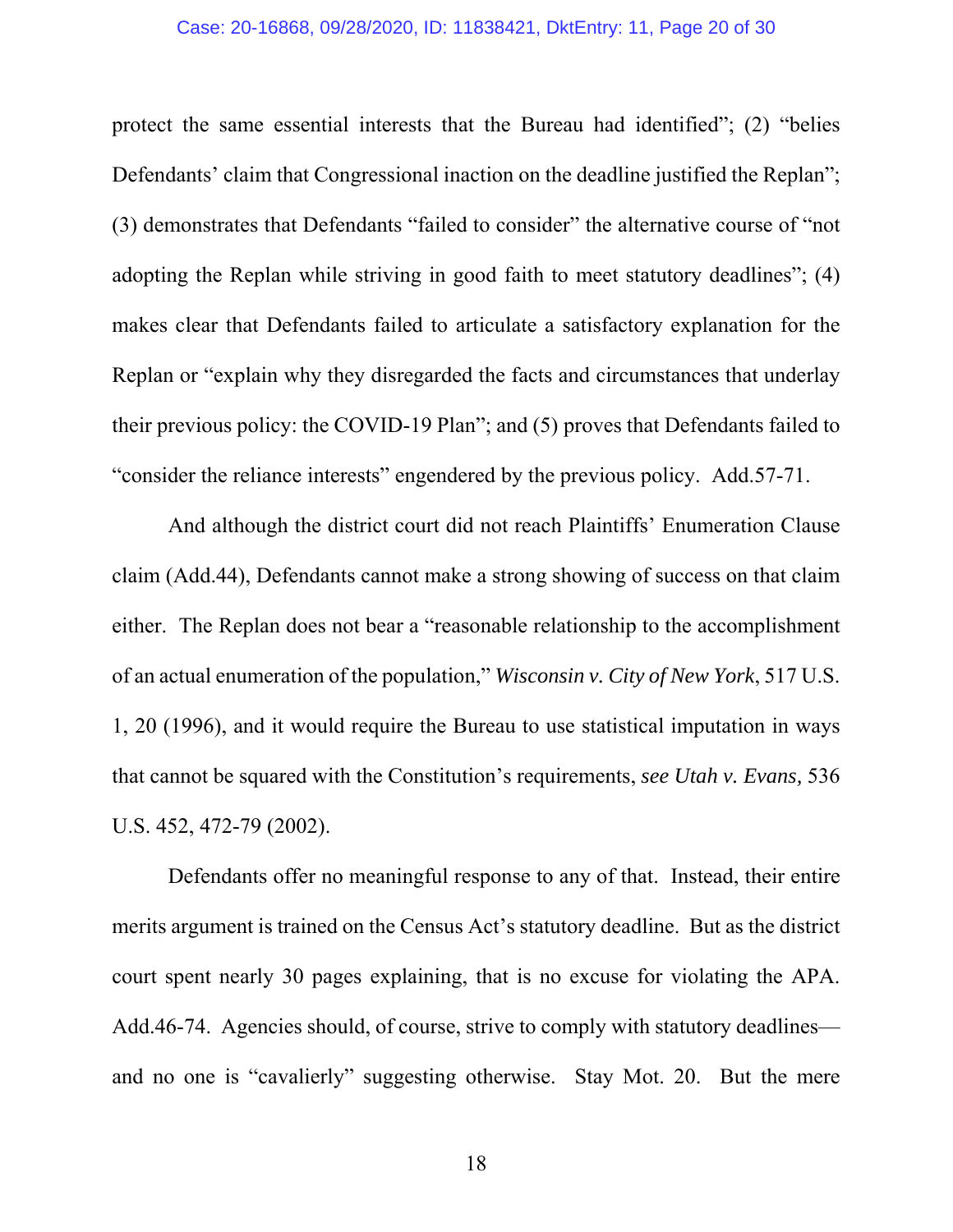protect the same essential interests that the Bureau had identified"; (2) "belies Defendants' claim that Congressional inaction on the deadline justified the Replan"; (3) demonstrates that Defendants "failed to consider" the alternative course of "not adopting the Replan while striving in good faith to meet statutory deadlines"; (4) makes clear that Defendants failed to articulate a satisfactory explanation for the Replan or "explain why they disregarded the facts and circumstances that underlay their previous policy: the COVID-19 Plan"; and (5) proves that Defendants failed to "consider the reliance interests" engendered by the previous policy. Add.57-71.

And although the district court did not reach Plaintiffs' Enumeration Clause claim (Add.44), Defendants cannot make a strong showing of success on that claim either. The Replan does not bear a "reasonable relationship to the accomplishment of an actual enumeration of the population," *Wisconsin v. City of New York*, 517 U.S. 1, 20 (1996), and it would require the Bureau to use statistical imputation in ways that cannot be squared with the Constitution's requirements, *see Utah v. Evans,* 536 U.S. 452, 472-79 (2002).

Defendants offer no meaningful response to any of that. Instead, their entire merits argument is trained on the Census Act's statutory deadline. But as the district court spent nearly 30 pages explaining, that is no excuse for violating the APA. Add.46-74. Agencies should, of course, strive to comply with statutory deadlines—and no one is "cavalierly" suggesting otherwise. Stay Mot. 20. But the mere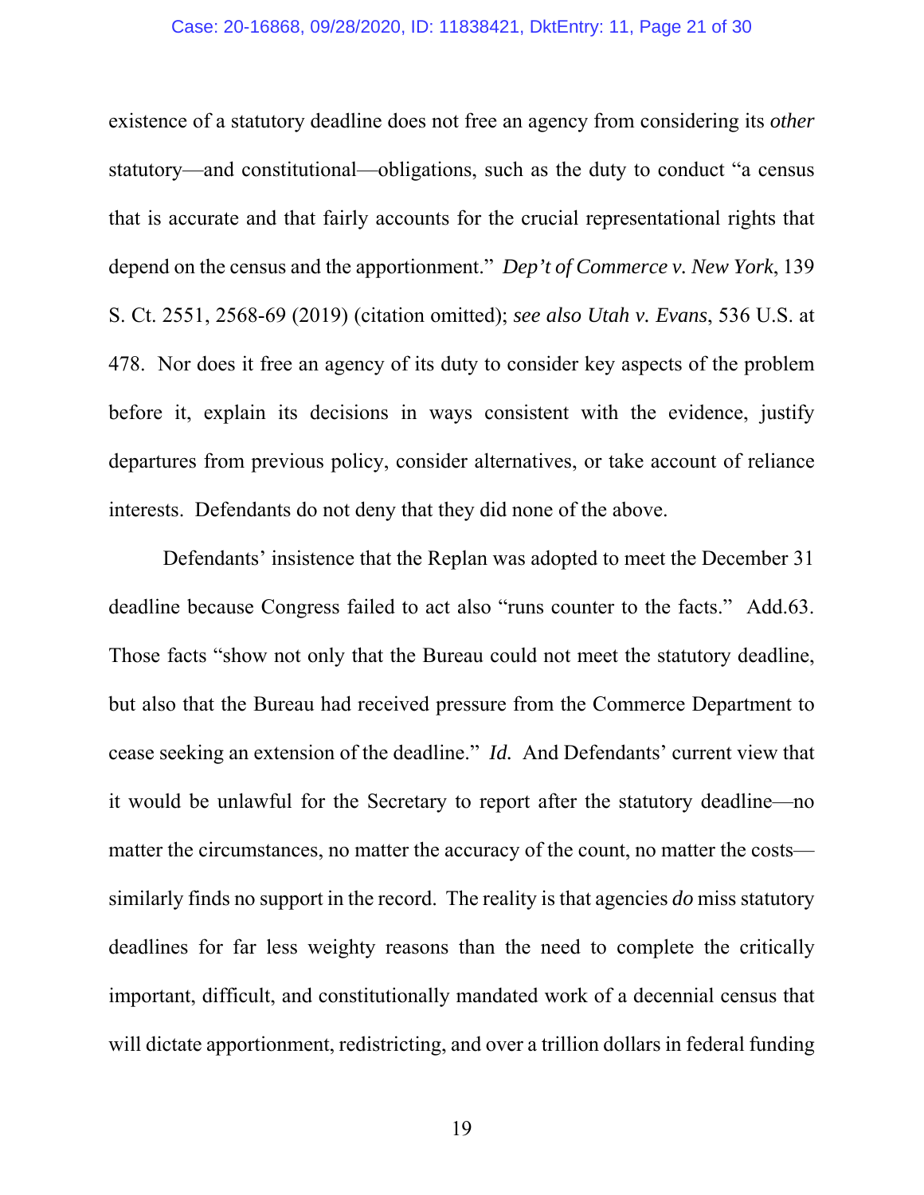existence of a statutory deadline does not free an agency from considering its *other* statutory—and constitutional—obligations, such as the duty to conduct "a census that is accurate and that fairly accounts for the crucial representational rights that depend on the census and the apportionment." *Dep't of Commerce v. New York*, 139 S. Ct. 2551, 2568-69 (2019) (citation omitted); *see also Utah v. Evans*, 536 U.S. at 478. Nor does it free an agency of its duty to consider key aspects of the problem before it, explain its decisions in ways consistent with the evidence, justify departures from previous policy, consider alternatives, or take account of reliance interests. Defendants do not deny that they did none of the above.

Defendants' insistence that the Replan was adopted to meet the December 31 deadline because Congress failed to act also "runs counter to the facts." Add.63. Those facts "show not only that the Bureau could not meet the statutory deadline, but also that the Bureau had received pressure from the Commerce Department to cease seeking an extension of the deadline." *Id.* And Defendants' current view that it would be unlawful for the Secretary to report after the statutory deadline—no matter the circumstances, no matter the accuracy of the count, no matter the costs—similarly finds no support in the record. The reality is that agencies *do* miss statutory deadlines for far less weighty reasons than the need to complete the critically important, difficult, and constitutionally mandated work of a decennial census that will dictate apportionment, redistricting, and over a trillion dollars in federal funding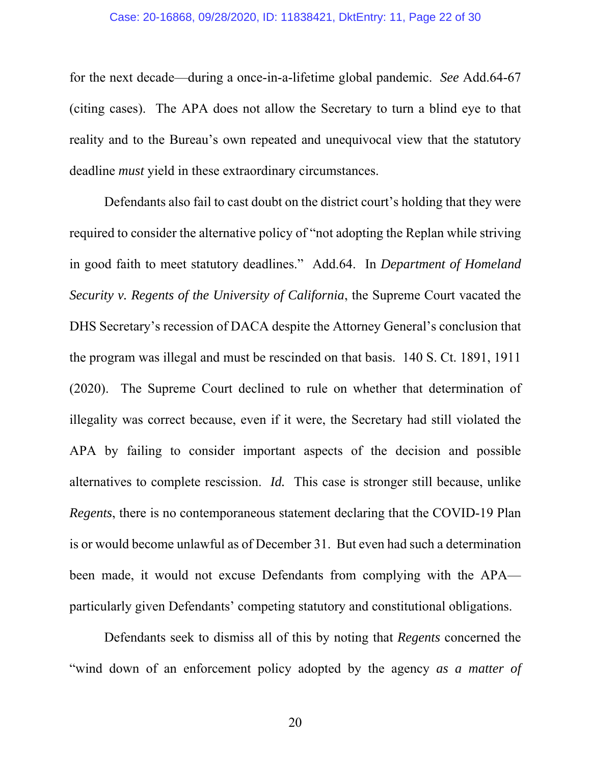for the next decade—during a once-in-a-lifetime global pandemic. *See* Add.64-67 (citing cases). The APA does not allow the Secretary to turn a blind eye to that reality and to the Bureau's own repeated and unequivocal view that the statutory deadline *must* yield in these extraordinary circumstances.

Defendants also fail to cast doubt on the district court's holding that they were required to consider the alternative policy of "not adopting the Replan while striving in good faith to meet statutory deadlines." Add.64. In *Department of Homeland Security v. Regents of the University of California*, the Supreme Court vacated the DHS Secretary's recession of DACA despite the Attorney General's conclusion that the program was illegal and must be rescinded on that basis. 140 S. Ct. 1891, 1911 (2020). The Supreme Court declined to rule on whether that determination of illegality was correct because, even if it were, the Secretary had still violated the APA by failing to consider important aspects of the decision and possible alternatives to complete rescission. *Id.* This case is stronger still because, unlike *Regents*, there is no contemporaneous statement declaring that the COVID-19 Plan is or would become unlawful as of December 31. But even had such a determination been made, it would not excuse Defendants from complying with the APA—particularly given Defendants' competing statutory and constitutional obligations.

Defendants seek to dismiss all of this by noting that *Regents* concerned the "wind down of an enforcement policy adopted by the agency *as a matter of*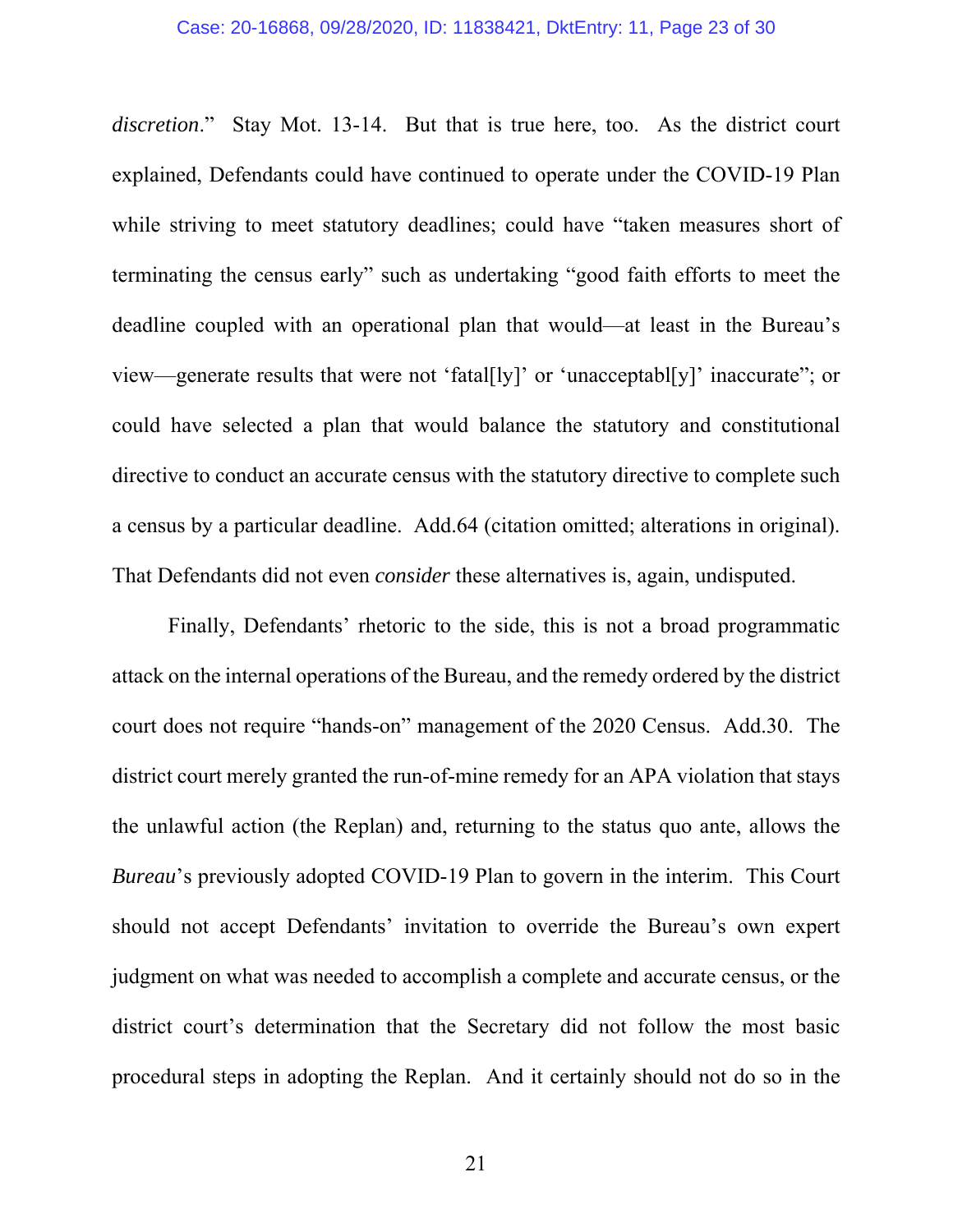*discretion*." Stay Mot. 13-14. But that is true here, too. As the district court explained, Defendants could have continued to operate under the COVID-19 Plan while striving to meet statutory deadlines; could have "taken measures short of terminating the census early" such as undertaking "good faith efforts to meet the deadline coupled with an operational plan that would—at least in the Bureau's view—generate results that were not 'fatal[ly]' or 'unacceptabl[y]' inaccurate"; or could have selected a plan that would balance the statutory and constitutional directive to conduct an accurate census with the statutory directive to complete such a census by a particular deadline. Add.64 (citation omitted; alterations in original). That Defendants did not even *consider* these alternatives is, again, undisputed.

Finally, Defendants' rhetoric to the side, this is not a broad programmatic attack on the internal operations of the Bureau, and the remedy ordered by the district court does not require "hands-on" management of the 2020 Census. Add.30. The district court merely granted the run-of-mine remedy for an APA violation that stays the unlawful action (the Replan) and, returning to the status quo ante, allows the *Bureau*'s previously adopted COVID-19 Plan to govern in the interim. This Court should not accept Defendants' invitation to override the Bureau's own expert judgment on what was needed to accomplish a complete and accurate census, or the district court's determination that the Secretary did not follow the most basic procedural steps in adopting the Replan. And it certainly should not do so in the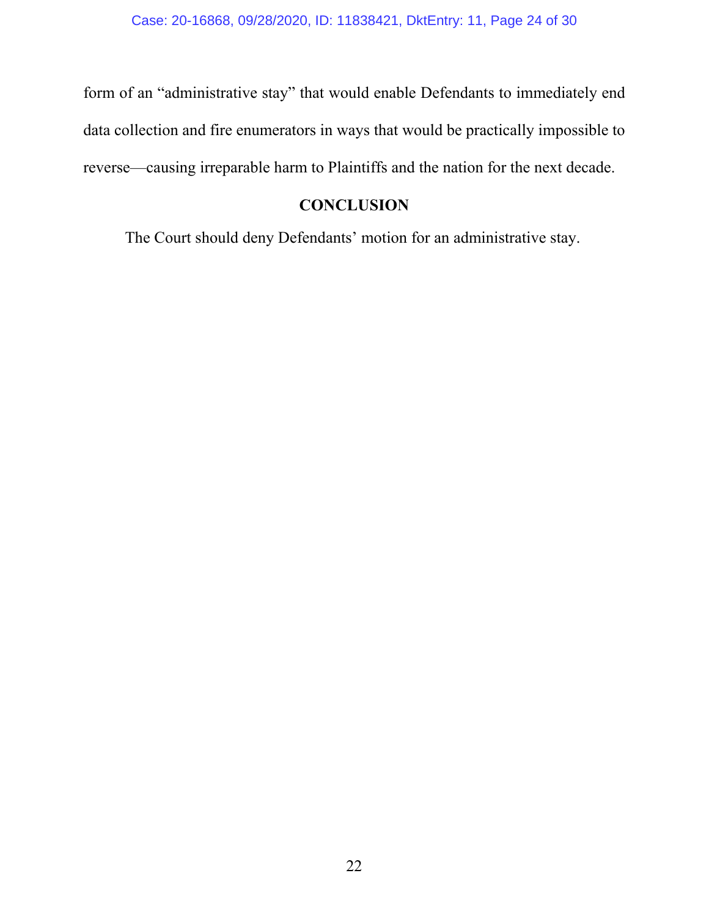form of an "administrative stay" that would enable Defendants to immediately end data collection and fire enumerators in ways that would be practically impossible to reverse—causing irreparable harm to Plaintiffs and the nation for the next decade.

## CONCLUSION

The Court should deny Defendants' motion for an administrative stay.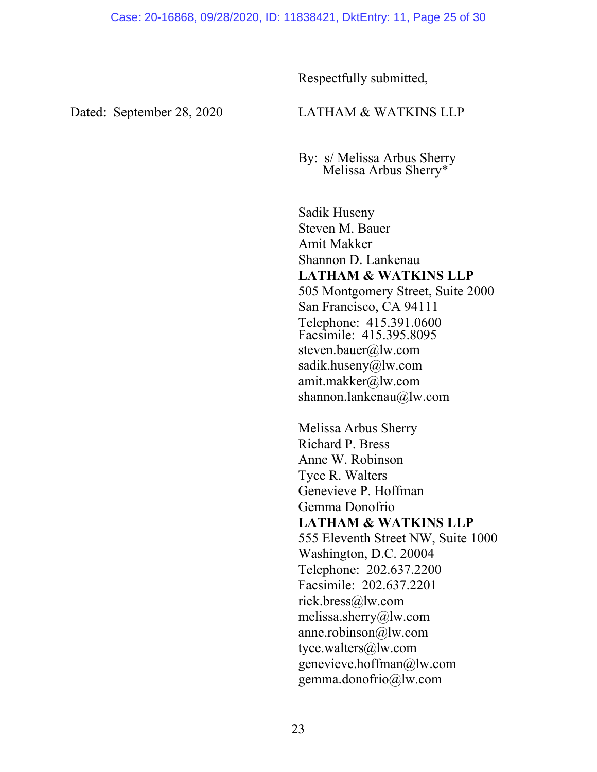Respectfully submitted,

Dated: September 28, 2020

LATHAM & WATKINS LLP

By: s/ Melissa Arbus Sherry
Melissa Arbus Sherry*

Sadik Huseny
Steven M. Bauer
Amit Makker
Shannon D. Lankenau
**LATHAM & WATKINS LLP**
505 Montgomery Street, Suite 2000
San Francisco, CA 94111
Telephone: 415.391.0600
Facsimile: 415.395.8095
steven.bauer@lw.com
sadik.huseny@lw.com
amit.makker@lw.com
shannon.lankenau@lw.com

Melissa Arbus Sherry
Richard P. Bress
Anne W. Robinson
Tyce R. Walters
Genevieve P. Hoffman
Gemma Donofrio
**LATHAM & WATKINS LLP**
555 Eleventh Street NW, Suite 1000
Washington, D.C. 20004
Telephone: 202.637.2200
Facsimile: 202.637.2201
rick.bress@lw.com
melissa.sherry@lw.com
anne.robinson@lw.com
tyce.walters@lw.com
genevieve.hoffman@lw.com
gemma.donofrio@lw.com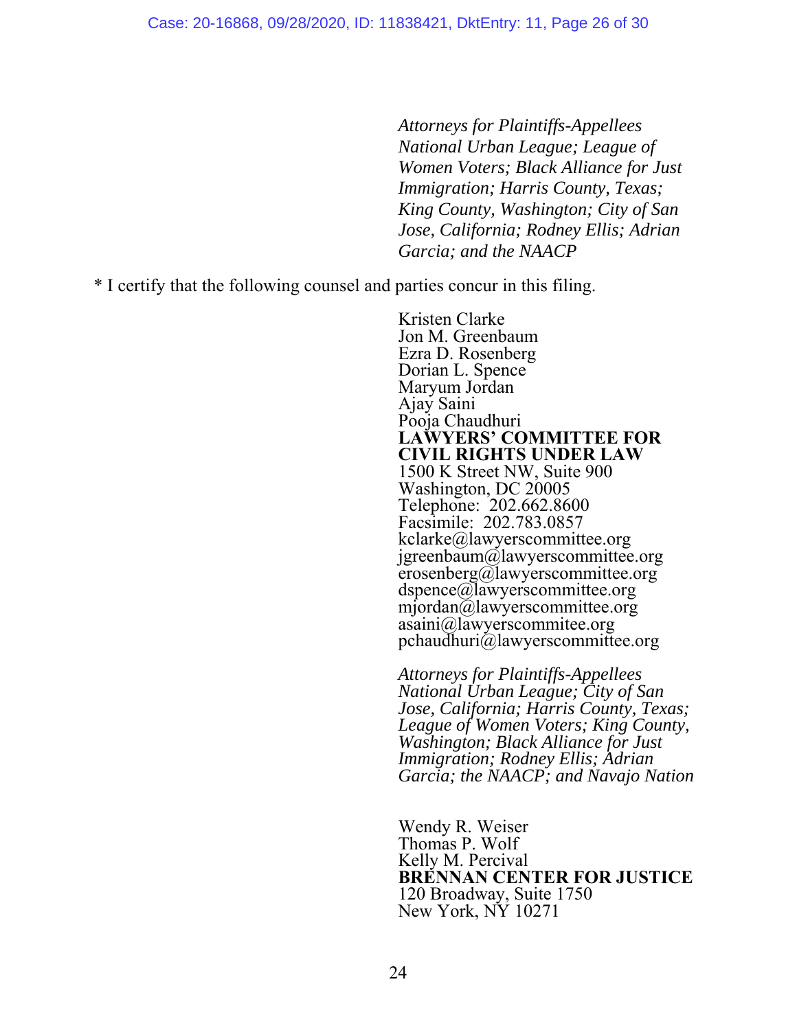*Attorneys for Plaintiffs-Appellees National Urban League; League of Women Voters; Black Alliance for Just Immigration; Harris County, Texas; King County, Washington; City of San Jose, California; Rodney Ellis; Adrian Garcia; and the NAACP*

\* I certify that the following counsel and parties concur in this filing.

Kristen Clarke  
Jon M. Greenbaum  
Ezra D. Rosenberg  
Dorian L. Spence  
Maryum Jordan  
Ajay Saini  
Pooja Chaudhuri  
**LAWYERS' COMMITTEE FOR CIVIL RIGHTS UNDER LAW**  
1500 K Street NW, Suite 900  
Washington, DC 20005  
Telephone: 202.662.8600  
Facsimile: 202.783.0857  
kclarke@lawyerscommittee.org  
jgreenbaum@lawyerscommittee.org  
erosenberg@lawyerscommittee.org  
dspence@lawyerscommittee.org  
mjordan@lawyerscommittee.org  
asaini@lawyerscommitee.org  
pchaudhuri@lawyerscommittee.org

*Attorneys for Plaintiffs-Appellees National Urban League; City of San Jose, California; Harris County, Texas; League of Women Voters; King County, Washington; Black Alliance for Just Immigration; Rodney Ellis; Adrian Garcia; the NAACP; and Navajo Nation*

Wendy R. Weiser  
Thomas P. Wolf  
Kelly M. Percival  
**BRENNAN CENTER FOR JUSTICE**  
120 Broadway, Suite 1750  
New York, NY 10271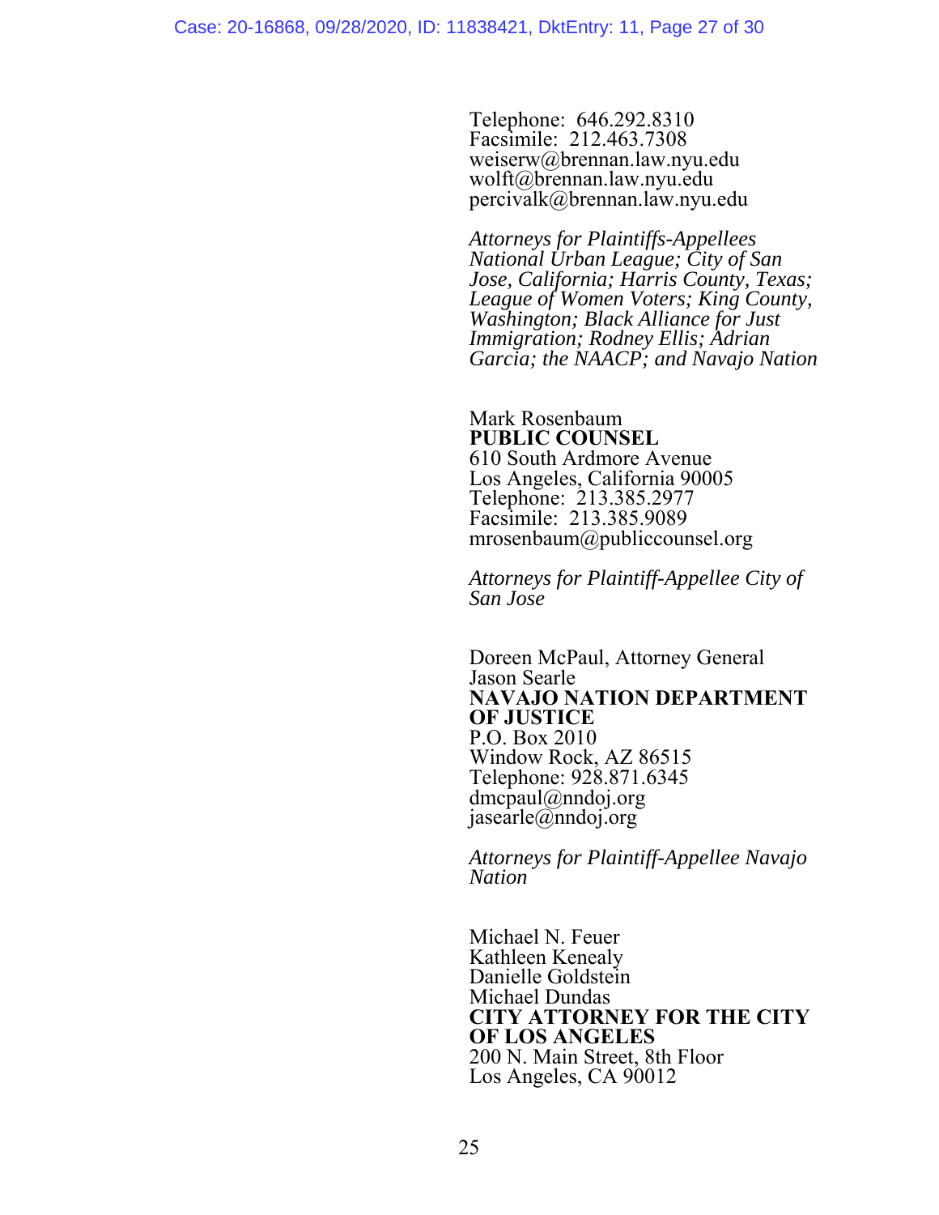Telephone: 646.292.8310
Facsimile: 212.463.7308
weiserw@brennan.law.nyu.edu
wolft@brennan.law.nyu.edu
percivalk@brennan.law.nyu.edu

*Attorneys for Plaintiffs-Appellees National Urban League; City of San Jose, California; Harris County, Texas; League of Women Voters; King County, Washington; Black Alliance for Just Immigration; Rodney Ellis; Adrian Garcia; the NAACP; and Navajo Nation*

Mark Rosenbaum
**PUBLIC COUNSEL**
610 South Ardmore Avenue
Los Angeles, California 90005
Telephone: 213.385.2977
Facsimile: 213.385.9089
mrosenbaum@publiccounsel.org

*Attorneys for Plaintiff-Appellee City of San Jose*

Doreen McPaul, Attorney General
Jason Searle
**NAVAJO NATION DEPARTMENT OF JUSTICE**
P.O. Box 2010
Window Rock, AZ 86515
Telephone: 928.871.6345
dmcpaul@nndoj.org
jasearle@nndoj.org

*Attorneys for Plaintiff-Appellee Navajo Nation*

Michael N. Feuer
Kathleen Kenealy
Danielle Goldstein
Michael Dundas
**CITY ATTORNEY FOR THE CITY OF LOS ANGELES**
200 N. Main Street, 8th Floor
Los Angeles, CA 90012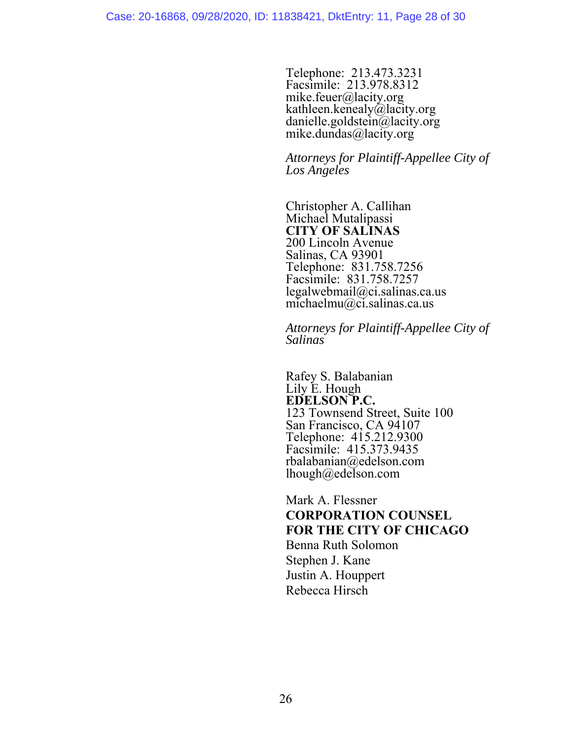Telephone: 213.473.3231
Facsimile: 213.978.8312
mike.feuer@lacity.org
kathleen.kenealy@lacity.org
danielle.goldstein@lacity.org
mike.dundas@lacity.org

*Attorneys for Plaintiff-Appellee City of Los Angeles*

Christopher A. Callihan
Michael Mutalipassi
**CITY OF SALINAS**
200 Lincoln Avenue
Salinas, CA 93901
Telephone: 831.758.7256
Facsimile: 831.758.7257
legalwebmail@ci.salinas.ca.us
michaelmu@ci.salinas.ca.us

*Attorneys for Plaintiff-Appellee City of Salinas*

Rafey S. Balabanian
Lily E. Hough
**EDELSON P.C.**
123 Townsend Street, Suite 100
San Francisco, CA 94107
Telephone: 415.212.9300
Facsimile: 415.373.9435
rbalabanian@edelson.com
lhough@edelson.com

Mark A. Flessner
**CORPORATION COUNSEL FOR THE CITY OF CHICAGO**
Benna Ruth Solomon
Stephen J. Kane
Justin A. Houppert
Rebecca Hirsch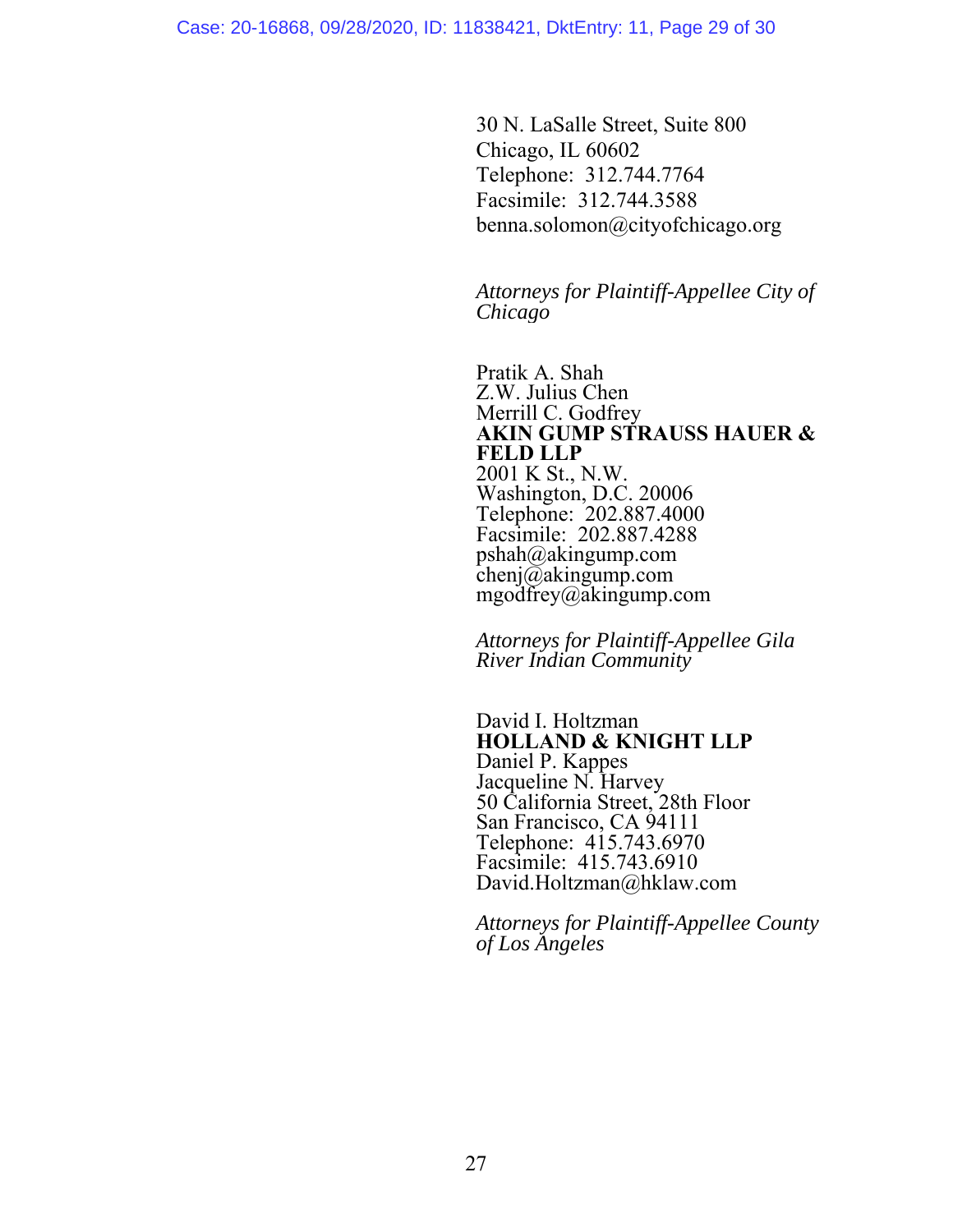30 N. LaSalle Street, Suite 800
Chicago, IL 60602
Telephone: 312.744.7764
Facsimile: 312.744.3588
benna.solomon@cityofchicago.org

*Attorneys for Plaintiff-Appellee City of Chicago*

Pratik A. Shah
Z.W. Julius Chen
Merrill C. Godfrey
**AKIN GUMP STRAUSS HAUER & FELD LLP**
2001 K St., N.W.
Washington, D.C. 20006
Telephone: 202.887.4000
Facsimile: 202.887.4288
pshah@akingump.com
chenj@akingump.com
mgodfrey@akingump.com

*Attorneys for Plaintiff-Appellee Gila River Indian Community*

David I. Holtzman
**HOLLAND & KNIGHT LLP**
Daniel P. Kappes
Jacqueline N. Harvey
50 California Street, 28th Floor
San Francisco, CA 94111
Telephone: 415.743.6970
Facsimile: 415.743.6910
David.Holtzman@hklaw.com

*Attorneys for Plaintiff-Appellee County of Los Angeles*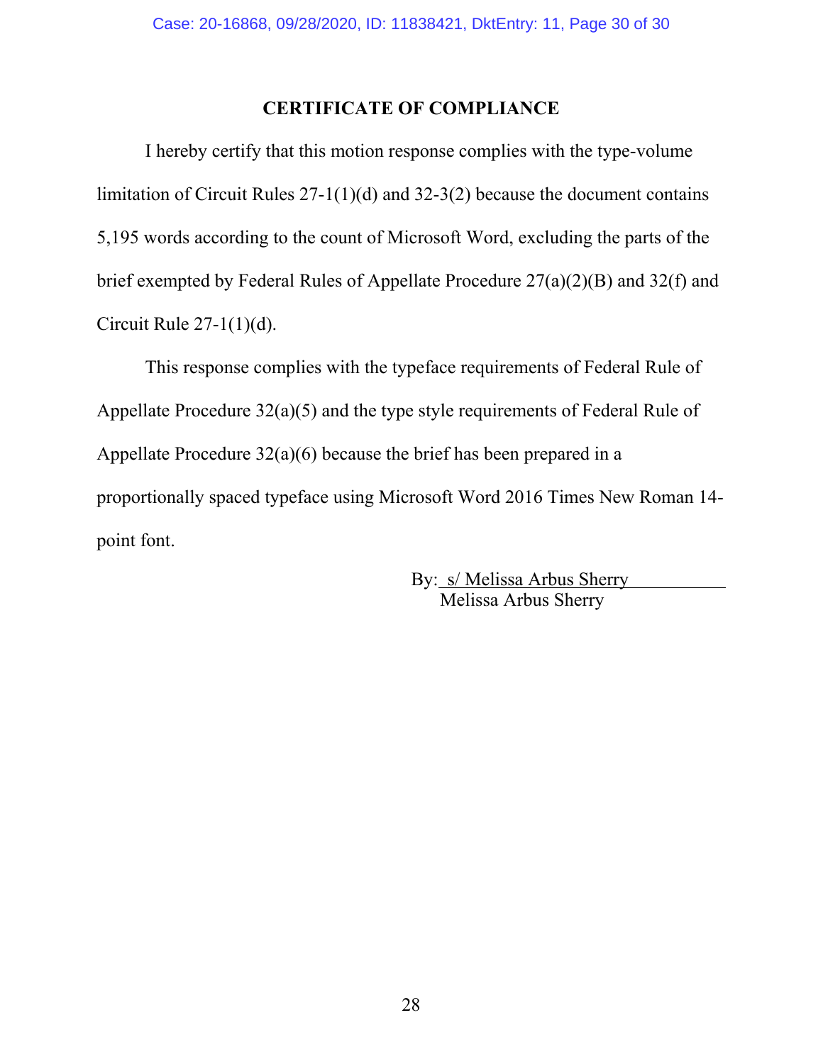## CERTIFICATE OF COMPLIANCE

I hereby certify that this motion response complies with the type-volume limitation of Circuit Rules 27-1(1)(d) and 32-3(2) because the document contains 5,195 words according to the count of Microsoft Word, excluding the parts of the brief exempted by Federal Rules of Appellate Procedure 27(a)(2)(B) and 32(f) and Circuit Rule 27-1(1)(d).

This response complies with the typeface requirements of Federal Rule of Appellate Procedure 32(a)(5) and the type style requirements of Federal Rule of Appellate Procedure 32(a)(6) because the brief has been prepared in a proportionally spaced typeface using Microsoft Word 2016 Times New Roman 14-point font.

By: s/ Melissa Arbus Sherry
Melissa Arbus Sherry